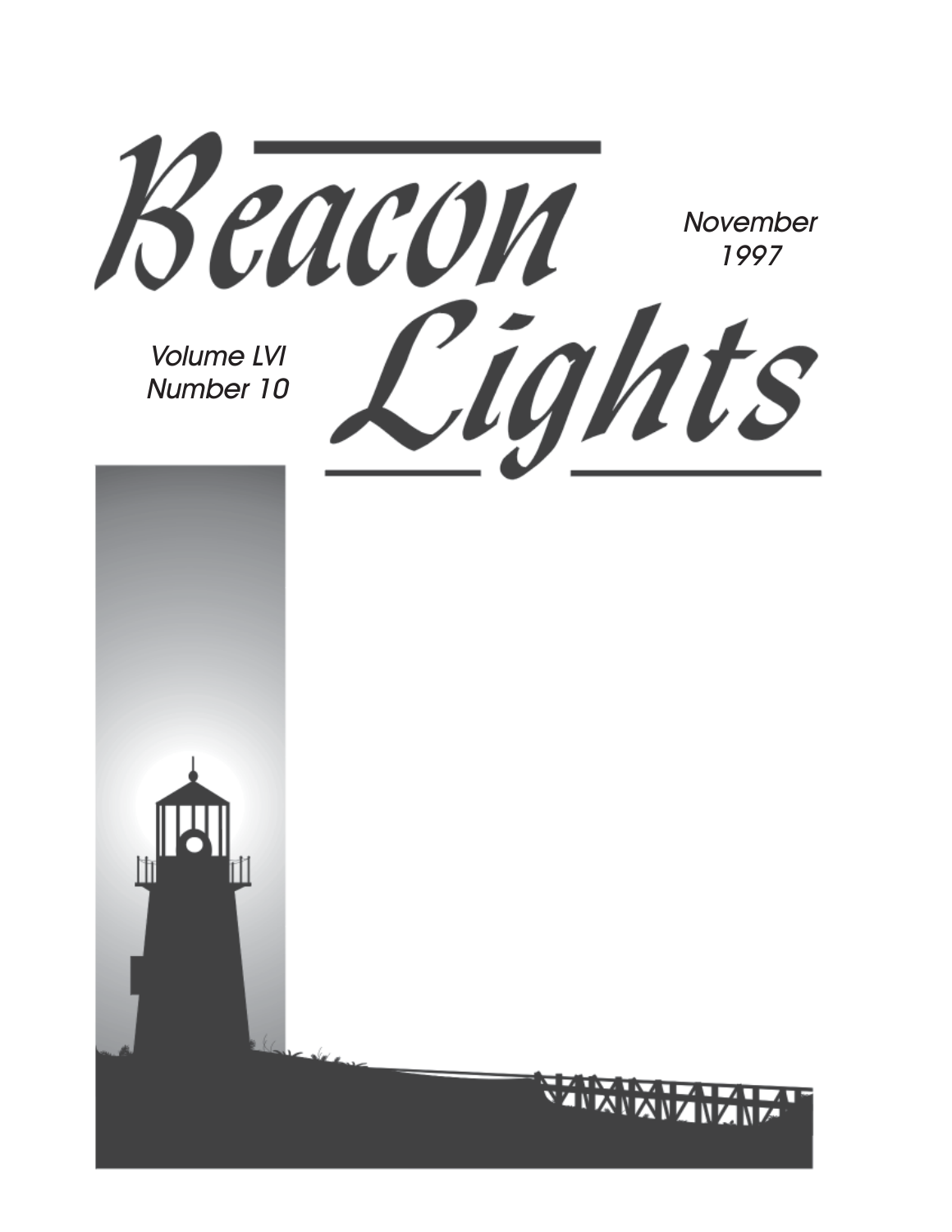# Beacon Lights

November 1997

Volume LVI
Number 10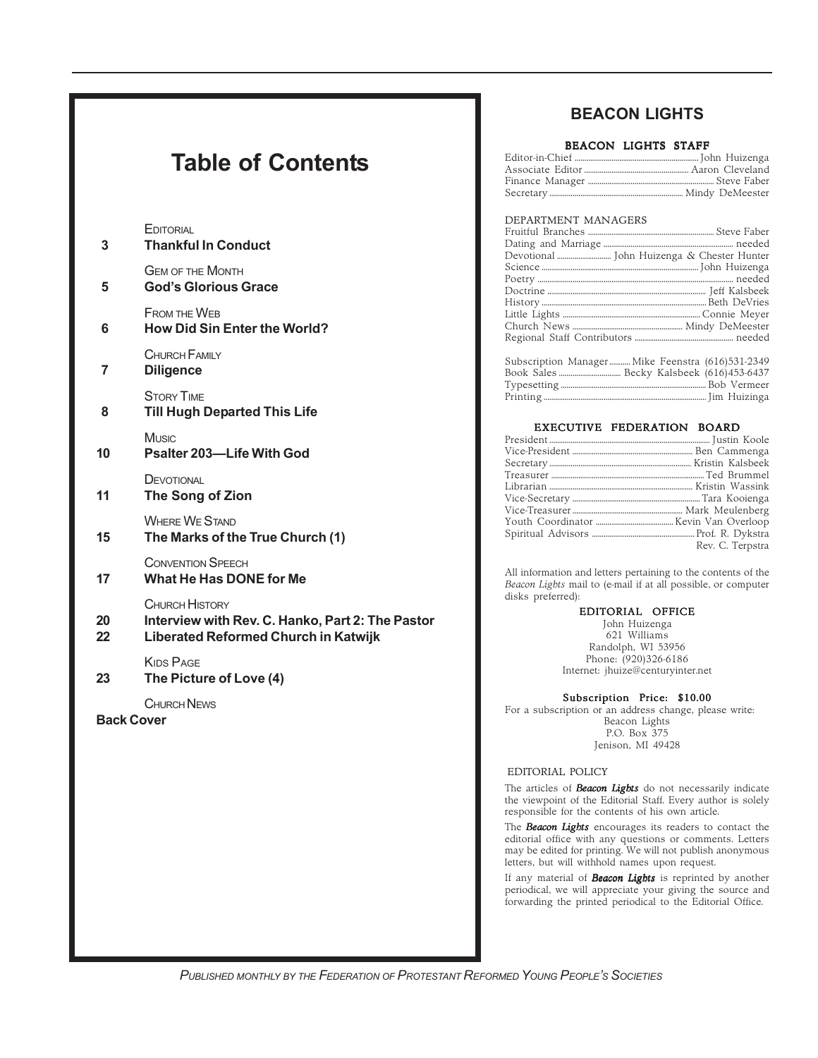# Table of Contents

| | |
|---|---|
| | EDITORIAL |
| 3 | **Thankful In Conduct** |
| | GEM OF THE MONTH |
| 5 | **God's Glorious Grace** |
| | FROM THE WEB |
| 6 | **How Did Sin Enter the World?** |
| | CHURCH FAMILY |
| 7 | **Diligence** |
| | STORY TIME |
| 8 | **Till Hugh Departed This Life** |
| | MUSIC |
| 10 | **Psalter 203—Life With God** |
| | DEVOTIONAL |
| 11 | **The Song of Zion** |
| | WHERE WE STAND |
| 15 | **The Marks of the True Church (1)** |
| | CONVENTION SPEECH |
| 17 | **What He Has DONE for Me** |
| | CHURCH HISTORY |
| 20 | **Interview with Rev. C. Hanko, Part 2: The Pastor** |
| 22 | **Liberated Reformed Church in Katwijk** |
| | KIDS PAGE |
| 23 | **The Picture of Love (4)** |
| | CHURCH NEWS |
| **Back Cover** | |

## BEACON LIGHTS

### BEACON LIGHTS STAFF

Editor-in-Chief ............ John Huizenga
Associate Editor ............ Aaron Cleveland
Finance Manager ............ Steve Faber
Secretary ............ Mindy DeMeester

DEPARTMENT MANAGERS

Fruitful Branches ............ Steve Faber
Dating and Marriage ............ needed
Devotional ............ John Huizenga & Chester Hunter
Science ............ John Huizenga
Poetry ............ needed
Doctrine ............ Jeff Kalsbeek
History ............ Beth DeVries
Little Lights ............ Connie Meyer
Church News ............ Mindy DeMeester
Regional Staff Contributors ............ needed

Subscription Manager ............ Mike Feenstra (616)531-2349
Book Sales ............ Becky Kalsbeek (616)453-6437
Typesetting ............ Bob Vermeer
Printing ............ Jim Huizinga

### EXECUTIVE FEDERATION BOARD

President ............ Justin Koole
Vice-President ............ Ben Cammenga
Secretary ............ Kristin Kalsbeek
Treasurer ............ Ted Brummel
Librarian ............ Kristin Wassink
Vice-Secretary ............ Tara Kooienga
Vice-Treasurer ............ Mark Meulenberg
Youth Coordinator ............ Kevin Van Overloop
Spiritual Advisors ............ Prof. R. Dykstra
Rev. C. Terpstra

All information and letters pertaining to the contents of the *Beacon Lights* mail to (e-mail if at all possible, or computer disks preferred):

**EDITORIAL OFFICE**
John Huizenga
621 Williams
Randolph, WI 53956
Phone: (920)326-6186
Internet: jhuize@centuryinter.net

**Subscription Price: $10.00**
For a subscription or an address change, please write:
Beacon Lights
P.O. Box 375
Jenison, MI 49428

EDITORIAL POLICY

The articles of ***Beacon Lights*** do not necessarily indicate the viewpoint of the Editorial Staff. Every author is solely responsible for the contents of his own article.

The ***Beacon Lights*** encourages its readers to contact the editorial office with any questions or comments. Letters may be edited for printing. We will not publish anonymous letters, but will withhold names upon request.

If any material of ***Beacon Lights*** is reprinted by another periodical, we will appreciate your giving the source and forwarding the printed periodical to the Editorial Office.

*PUBLISHED MONTHLY BY THE FEDERATION OF PROTESTANT REFORMED YOUNG PEOPLE'S SOCIETIES*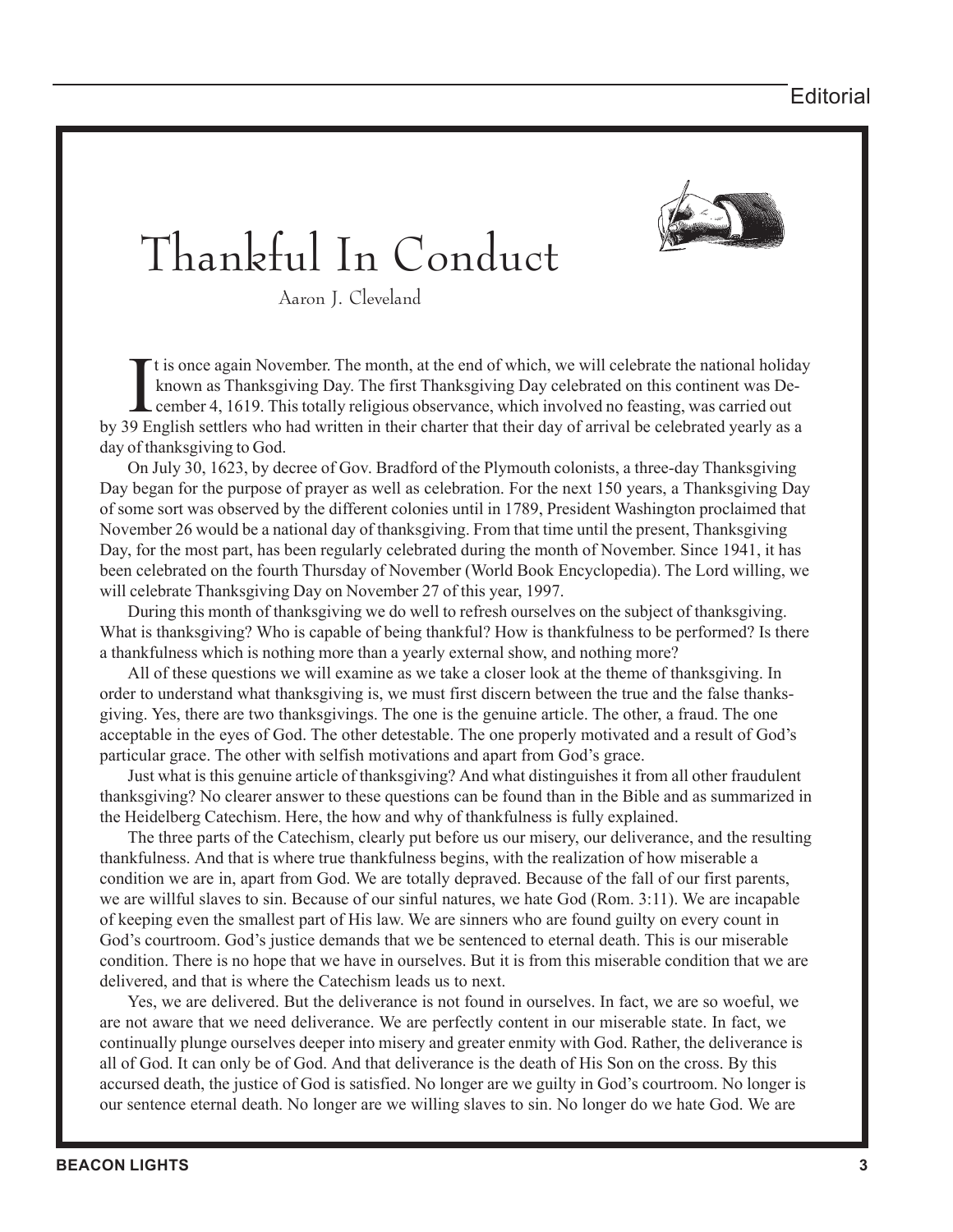# Thankful In Conduct

Aaron J. Cleveland

It is once again November. The month, at the end of which, we will celebrate the national holiday known as Thanksgiving Day. The first Thanksgiving Day celebrated on this continent was December 4, 1619. This totally religious observance, which involved no feasting, was carried out by 39 English settlers who had written in their charter that their day of arrival be celebrated yearly as a day of thanksgiving to God.

On July 30, 1623, by decree of Gov. Bradford of the Plymouth colonists, a three-day Thanksgiving Day began for the purpose of prayer as well as celebration. For the next 150 years, a Thanksgiving Day of some sort was observed by the different colonies until in 1789, President Washington proclaimed that November 26 would be a national day of thanksgiving. From that time until the present, Thanksgiving Day, for the most part, has been regularly celebrated during the month of November. Since 1941, it has been celebrated on the fourth Thursday of November (World Book Encyclopedia). The Lord willing, we will celebrate Thanksgiving Day on November 27 of this year, 1997.

During this month of thanksgiving we do well to refresh ourselves on the subject of thanksgiving. What is thanksgiving? Who is capable of being thankful? How is thankfulness to be performed? Is there a thankfulness which is nothing more than a yearly external show, and nothing more?

All of these questions we will examine as we take a closer look at the theme of thanksgiving. In order to understand what thanksgiving is, we must first discern between the true and the false thanksgiving. Yes, there are two thanksgivings. The one is the genuine article. The other, a fraud. The one acceptable in the eyes of God. The other detestable. The one properly motivated and a result of God's particular grace. The other with selfish motivations and apart from God's grace.

Just what is this genuine article of thanksgiving? And what distinguishes it from all other fraudulent thanksgiving? No clearer answer to these questions can be found than in the Bible and as summarized in the Heidelberg Catechism. Here, the how and why of thankfulness is fully explained.

The three parts of the Catechism, clearly put before us our misery, our deliverance, and the resulting thankfulness. And that is where true thankfulness begins, with the realization of how miserable a condition we are in, apart from God. We are totally depraved. Because of the fall of our first parents, we are willful slaves to sin. Because of our sinful natures, we hate God (Rom. 3:11). We are incapable of keeping even the smallest part of His law. We are sinners who are found guilty on every count in God's courtroom. God's justice demands that we be sentenced to eternal death. This is our miserable condition. There is no hope that we have in ourselves. But it is from this miserable condition that we are delivered, and that is where the Catechism leads us to next.

Yes, we are delivered. But the deliverance is not found in ourselves. In fact, we are so woeful, we are not aware that we need deliverance. We are perfectly content in our miserable state. In fact, we continually plunge ourselves deeper into misery and greater enmity with God. Rather, the deliverance is all of God. It can only be of God. And that deliverance is the death of His Son on the cross. By this accursed death, the justice of God is satisfied. No longer are we guilty in God's courtroom. No longer is our sentence eternal death. No longer are we willing slaves to sin. No longer do we hate God. We are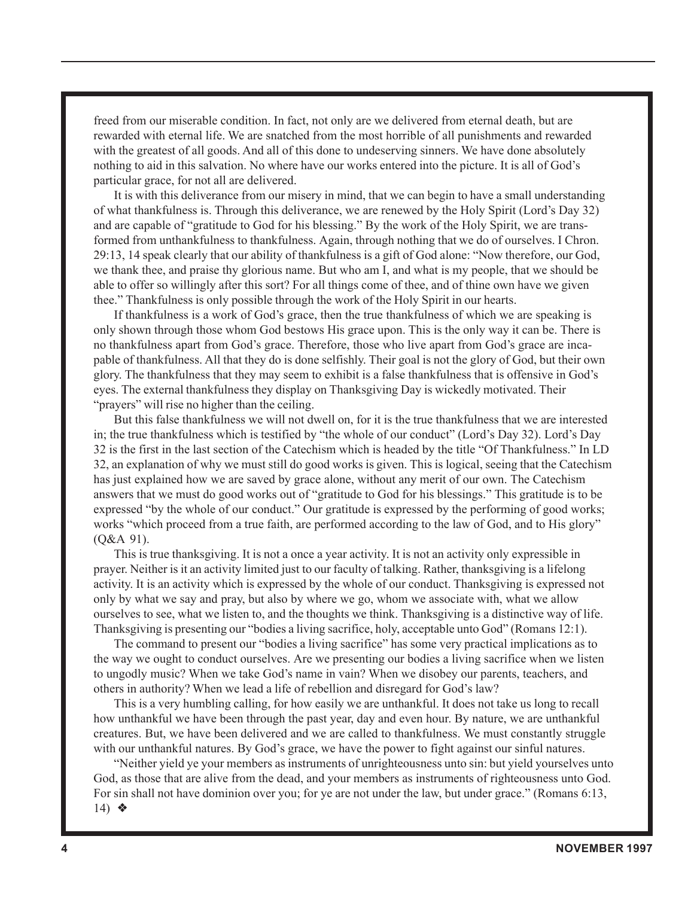freed from our miserable condition. In fact, not only are we delivered from eternal death, but are rewarded with eternal life. We are snatched from the most horrible of all punishments and rewarded with the greatest of all goods. And all of this done to undeserving sinners. We have done absolutely nothing to aid in this salvation. No where have our works entered into the picture. It is all of God's particular grace, for not all are delivered.

It is with this deliverance from our misery in mind, that we can begin to have a small understanding of what thankfulness is. Through this deliverance, we are renewed by the Holy Spirit (Lord's Day 32) and are capable of "gratitude to God for his blessing." By the work of the Holy Spirit, we are transformed from unthankfulness to thankfulness. Again, through nothing that we do of ourselves. I Chron. 29:13, 14 speak clearly that our ability of thankfulness is a gift of God alone: "Now therefore, our God, we thank thee, and praise thy glorious name. But who am I, and what is my people, that we should be able to offer so willingly after this sort? For all things come of thee, and of thine own have we given thee." Thankfulness is only possible through the work of the Holy Spirit in our hearts.

If thankfulness is a work of God's grace, then the true thankfulness of which we are speaking is only shown through those whom God bestows His grace upon. This is the only way it can be. There is no thankfulness apart from God's grace. Therefore, those who live apart from God's grace are incapable of thankfulness. All that they do is done selfishly. Their goal is not the glory of God, but their own glory. The thankfulness that they may seem to exhibit is a false thankfulness that is offensive in God's eyes. The external thankfulness they display on Thanksgiving Day is wickedly motivated. Their "prayers" will rise no higher than the ceiling.

But this false thankfulness we will not dwell on, for it is the true thankfulness that we are interested in; the true thankfulness which is testified by "the whole of our conduct" (Lord's Day 32). Lord's Day 32 is the first in the last section of the Catechism which is headed by the title "Of Thankfulness." In LD 32, an explanation of why we must still do good works is given. This is logical, seeing that the Catechism has just explained how we are saved by grace alone, without any merit of our own. The Catechism answers that we must do good works out of "gratitude to God for his blessings." This gratitude is to be expressed "by the whole of our conduct." Our gratitude is expressed by the performing of good works; works "which proceed from a true faith, are performed according to the law of God, and to His glory" (Q&A 91).

This is true thanksgiving. It is not a once a year activity. It is not an activity only expressible in prayer. Neither is it an activity limited just to our faculty of talking. Rather, thanksgiving is a lifelong activity. It is an activity which is expressed by the whole of our conduct. Thanksgiving is expressed not only by what we say and pray, but also by where we go, whom we associate with, what we allow ourselves to see, what we listen to, and the thoughts we think. Thanksgiving is a distinctive way of life. Thanksgiving is presenting our "bodies a living sacrifice, holy, acceptable unto God" (Romans 12:1).

The command to present our "bodies a living sacrifice" has some very practical implications as to the way we ought to conduct ourselves. Are we presenting our bodies a living sacrifice when we listen to ungodly music? When we take God's name in vain? When we disobey our parents, teachers, and others in authority? When we lead a life of rebellion and disregard for God's law?

This is a very humbling calling, for how easily we are unthankful. It does not take us long to recall how unthankful we have been through the past year, day and even hour. By nature, we are unthankful creatures. But, we have been delivered and we are called to thankfulness. We must constantly struggle with our unthankful natures. By God's grace, we have the power to fight against our sinful natures.

"Neither yield ye your members as instruments of unrighteousness unto sin: but yield yourselves unto God, as those that are alive from the dead, and your members as instruments of righteousness unto God. For sin shall not have dominion over you; for ye are not under the law, but under grace." (Romans 6:13, 14) ❖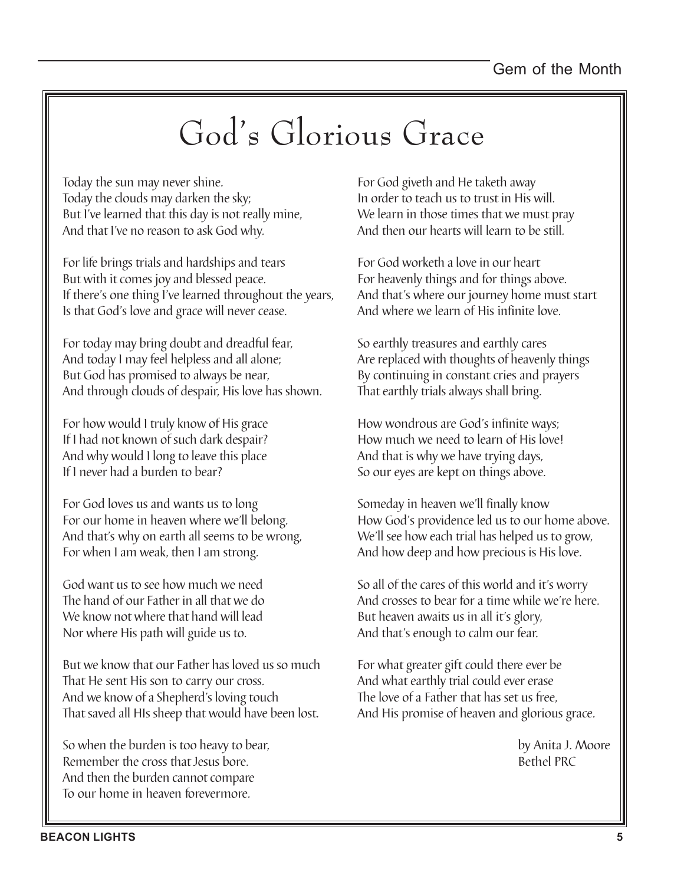# God's Glorious Grace

Today the sun may never shine.
Today the clouds may darken the sky;
But I've learned that this day is not really mine,
And that I've no reason to ask God why.

For life brings trials and hardships and tears
But with it comes joy and blessed peace.
If there's one thing I've learned throughout the years,
Is that God's love and grace will never cease.

For today may bring doubt and dreadful fear,
And today I may feel helpless and all alone;
But God has promised to always be near,
And through clouds of despair, His love has shown.

For how would I truly know of His grace
If I had not known of such dark despair?
And why would I long to leave this place
If I never had a burden to bear?

For God loves us and wants us to long
For our home in heaven where we'll belong.
And that's why on earth all seems to be wrong,
For when I am weak, then I am strong.

God want us to see how much we need
The hand of our Father in all that we do
We know not where that hand will lead
Nor where His path will guide us to.

But we know that our Father has loved us so much
That He sent His son to carry our cross.
And we know of a Shepherd's loving touch
That saved all HIs sheep that would have been lost.

So when the burden is too heavy to bear,
Remember the cross that Jesus bore.
And then the burden cannot compare
To our home in heaven forevermore.

For God giveth and He taketh away
In order to teach us to trust in His will.
We learn in those times that we must pray
And then our hearts will learn to be still.

For God worketh a love in our heart
For heavenly things and for things above.
And that's where our journey home must start
And where we learn of His infinite love.

So earthly treasures and earthly cares
Are replaced with thoughts of heavenly things
By continuing in constant cries and prayers
That earthly trials always shall bring.

How wondrous are God's infinite ways;
How much we need to learn of His love!
And that is why we have trying days,
So our eyes are kept on things above.

Someday in heaven we'll finally know
How God's providence led us to our home above.
We'll see how each trial has helped us to grow,
And how deep and how precious is His love.

So all of the cares of this world and it's worry
And crosses to bear for a time while we're here.
But heaven awaits us in all it's glory,
And that's enough to calm our fear.

For what greater gift could there ever be
And what earthly trial could ever erase
The love of a Father that has set us free,
And His promise of heaven and glorious grace.

by Anita J. Moore
Bethel PRC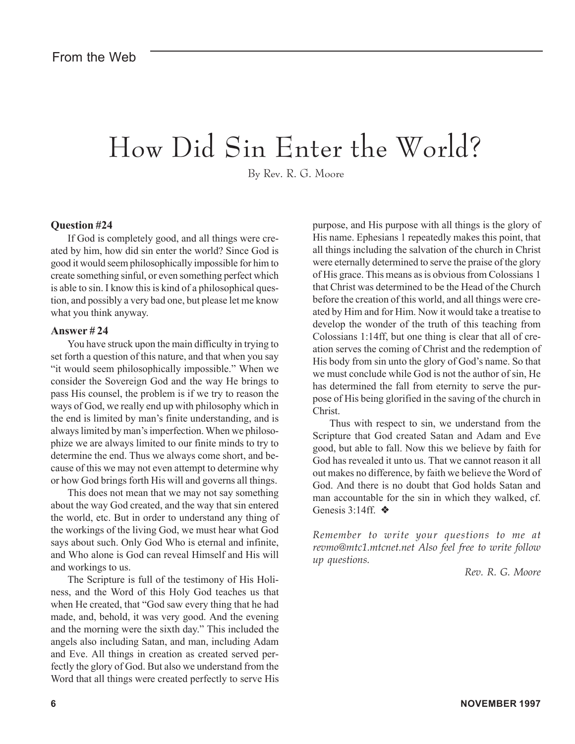From the Web

# How Did Sin Enter the World?

By Rev. R. G. Moore

**Question #24**

If God is completely good, and all things were created by him, how did sin enter the world? Since God is good it would seem philosophically impossible for him to create something sinful, or even something perfect which is able to sin. I know this is kind of a philosophical question, and possibly a very bad one, but please let me know what you think anyway.

**Answer # 24**

You have struck upon the main difficulty in trying to set forth a question of this nature, and that when you say "it would seem philosophically impossible." When we consider the Sovereign God and the way He brings to pass His counsel, the problem is if we try to reason the ways of God, we really end up with philosophy which in the end is limited by man's finite understanding, and is always limited by man's imperfection. When we philosophize we are always limited to our finite minds to try to determine the end. Thus we always come short, and because of this we may not even attempt to determine why or how God brings forth His will and governs all things.

This does not mean that we may not say something about the way God created, and the way that sin entered the world, etc. But in order to understand any thing of the workings of the living God, we must hear what God says about such. Only God Who is eternal and infinite, and Who alone is God can reveal Himself and His will and workings to us.

The Scripture is full of the testimony of His Holiness, and the Word of this Holy God teaches us that when He created, that "God saw every thing that he had made, and, behold, it was very good. And the evening and the morning were the sixth day." This included the angels also including Satan, and man, including Adam and Eve. All things in creation as created served perfectly the glory of God. But also we understand from the Word that all things were created perfectly to serve His purpose, and His purpose with all things is the glory of His name. Ephesians 1 repeatedly makes this point, that all things including the salvation of the church in Christ were eternally determined to serve the praise of the glory of His grace. This means as is obvious from Colossians 1 that Christ was determined to be the Head of the Church before the creation of this world, and all things were created by Him and for Him. Now it would take a treatise to develop the wonder of the truth of this teaching from Colossians 1:14ff, but one thing is clear that all of creation serves the coming of Christ and the redemption of His body from sin unto the glory of God's name. So that we must conclude while God is not the author of sin, He has determined the fall from eternity to serve the purpose of His being glorified in the saving of the church in Christ.

Thus with respect to sin, we understand from the Scripture that God created Satan and Adam and Eve good, but able to fall. Now this we believe by faith for God has revealed it unto us. That we cannot reason it all out makes no difference, by faith we believe the Word of God. And there is no doubt that God holds Satan and man accountable for the sin in which they walked, cf. Genesis 3:14ff. ❖

*Remember to write your questions to me at revmo@mtc1.mtcnet.net Also feel free to write follow up questions.*

*Rev. R. G. Moore*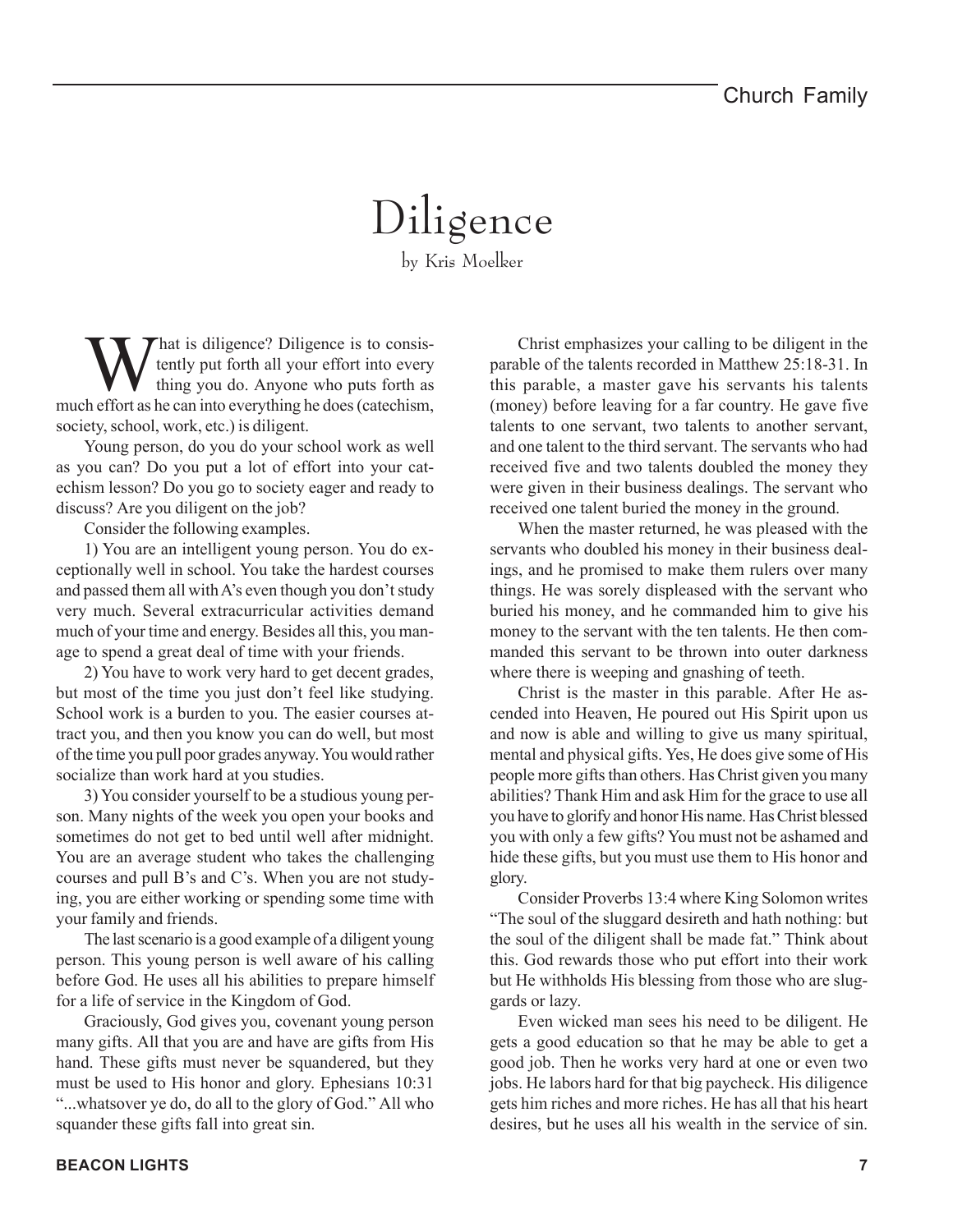# Diligence

by Kris Moelker

What is diligence? Diligence is to consistently put forth all your effort into every thing you do. Anyone who puts forth as much effort as he can into everything he does (catechism, society, school, work, etc.) is diligent.

Young person, do you do your school work as well as you can? Do you put a lot of effort into your catechism lesson? Do you go to society eager and ready to discuss? Are you diligent on the job?

Consider the following examples.

1) You are an intelligent young person. You do exceptionally well in school. You take the hardest courses and passed them all with A's even though you don't study very much. Several extracurricular activities demand much of your time and energy. Besides all this, you manage to spend a great deal of time with your friends.

2) You have to work very hard to get decent grades, but most of the time you just don't feel like studying. School work is a burden to you. The easier courses attract you, and then you know you can do well, but most of the time you pull poor grades anyway. You would rather socialize than work hard at you studies.

3) You consider yourself to be a studious young person. Many nights of the week you open your books and sometimes do not get to bed until well after midnight. You are an average student who takes the challenging courses and pull B's and C's. When you are not studying, you are either working or spending some time with your family and friends.

The last scenario is a good example of a diligent young person. This young person is well aware of his calling before God. He uses all his abilities to prepare himself for a life of service in the Kingdom of God.

Graciously, God gives you, covenant young person many gifts. All that you are and have are gifts from His hand. These gifts must never be squandered, but they must be used to His honor and glory. Ephesians 10:31 "...whatsover ye do, do all to the glory of God." All who squander these gifts fall into great sin.

Christ emphasizes your calling to be diligent in the parable of the talents recorded in Matthew 25:18-31. In this parable, a master gave his servants his talents (money) before leaving for a far country. He gave five talents to one servant, two talents to another servant, and one talent to the third servant. The servants who had received five and two talents doubled the money they were given in their business dealings. The servant who received one talent buried the money in the ground.

When the master returned, he was pleased with the servants who doubled his money in their business dealings, and he promised to make them rulers over many things. He was sorely displeased with the servant who buried his money, and he commanded him to give his money to the servant with the ten talents. He then commanded this servant to be thrown into outer darkness where there is weeping and gnashing of teeth.

Christ is the master in this parable. After He ascended into Heaven, He poured out His Spirit upon us and now is able and willing to give us many spiritual, mental and physical gifts. Yes, He does give some of His people more gifts than others. Has Christ given you many abilities? Thank Him and ask Him for the grace to use all you have to glorify and honor His name. Has Christ blessed you with only a few gifts? You must not be ashamed and hide these gifts, but you must use them to His honor and glory.

Consider Proverbs 13:4 where King Solomon writes "The soul of the sluggard desireth and hath nothing: but the soul of the diligent shall be made fat." Think about this. God rewards those who put effort into their work but He withholds His blessing from those who are sluggards or lazy.

Even wicked man sees his need to be diligent. He gets a good education so that he may be able to get a good job. Then he works very hard at one or even two jobs. He labors hard for that big paycheck. His diligence gets him riches and more riches. He has all that his heart desires, but he uses all his wealth in the service of sin.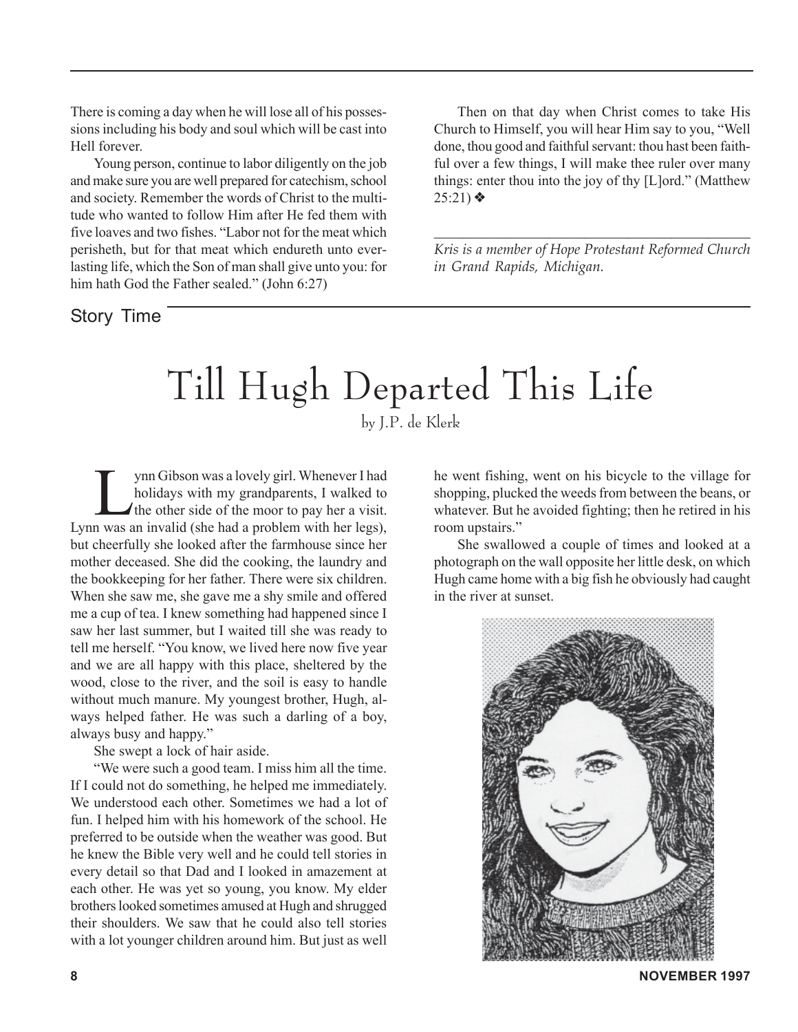There is coming a day when he will lose all of his possessions including his body and soul which will be cast into Hell forever.

Young person, continue to labor diligently on the job and make sure you are well prepared for catechism, school and society. Remember the words of Christ to the multitude who wanted to follow Him after He fed them with five loaves and two fishes. "Labor not for the meat which perisheth, but for that meat which endureth unto everlasting life, which the Son of man shall give unto you: for him hath God the Father sealed." (John 6:27)

Then on that day when Christ comes to take His Church to Himself, you will hear Him say to you, "Well done, thou good and faithful servant: thou hast been faithful over a few things, I will make thee ruler over many things: enter thou into the joy of thy [L]ord." (Matthew 25:21) ❖

---

*Kris is a member of Hope Protestant Reformed Church in Grand Rapids, Michigan.*

Story Time

# Till Hugh Departed This Life

by J.P. de Klerk

Lynn Gibson was a lovely girl. Whenever I had holidays with my grandparents, I walked to the other side of the moor to pay her a visit. Lynn was an invalid (she had a problem with her legs), but cheerfully she looked after the farmhouse since her mother deceased. She did the cooking, the laundry and the bookkeeping for her father. There were six children. When she saw me, she gave me a shy smile and offered me a cup of tea. I knew something had happened since I saw her last summer, but I waited till she was ready to tell me herself. "You know, we lived here now five year and we are all happy with this place, sheltered by the wood, close to the river, and the soil is easy to handle without much manure. My youngest brother, Hugh, always helped father. He was such a darling of a boy, always busy and happy."

She swept a lock of hair aside.

"We were such a good team. I miss him all the time. If I could not do something, he helped me immediately. We understood each other. Sometimes we had a lot of fun. I helped him with his homework of the school. He preferred to be outside when the weather was good. But he knew the Bible very well and he could tell stories in every detail so that Dad and I looked in amazement at each other. He was yet so young, you know. My elder brothers looked sometimes amused at Hugh and shrugged their shoulders. We saw that he could also tell stories with a lot younger children around him. But just as well he went fishing, went on his bicycle to the village for shopping, plucked the weeds from between the beans, or whatever. But he avoided fighting; then he retired in his room upstairs."

She swallowed a couple of times and looked at a photograph on the wall opposite her little desk, on which Hugh came home with a big fish he obviously had caught in the river at sunset.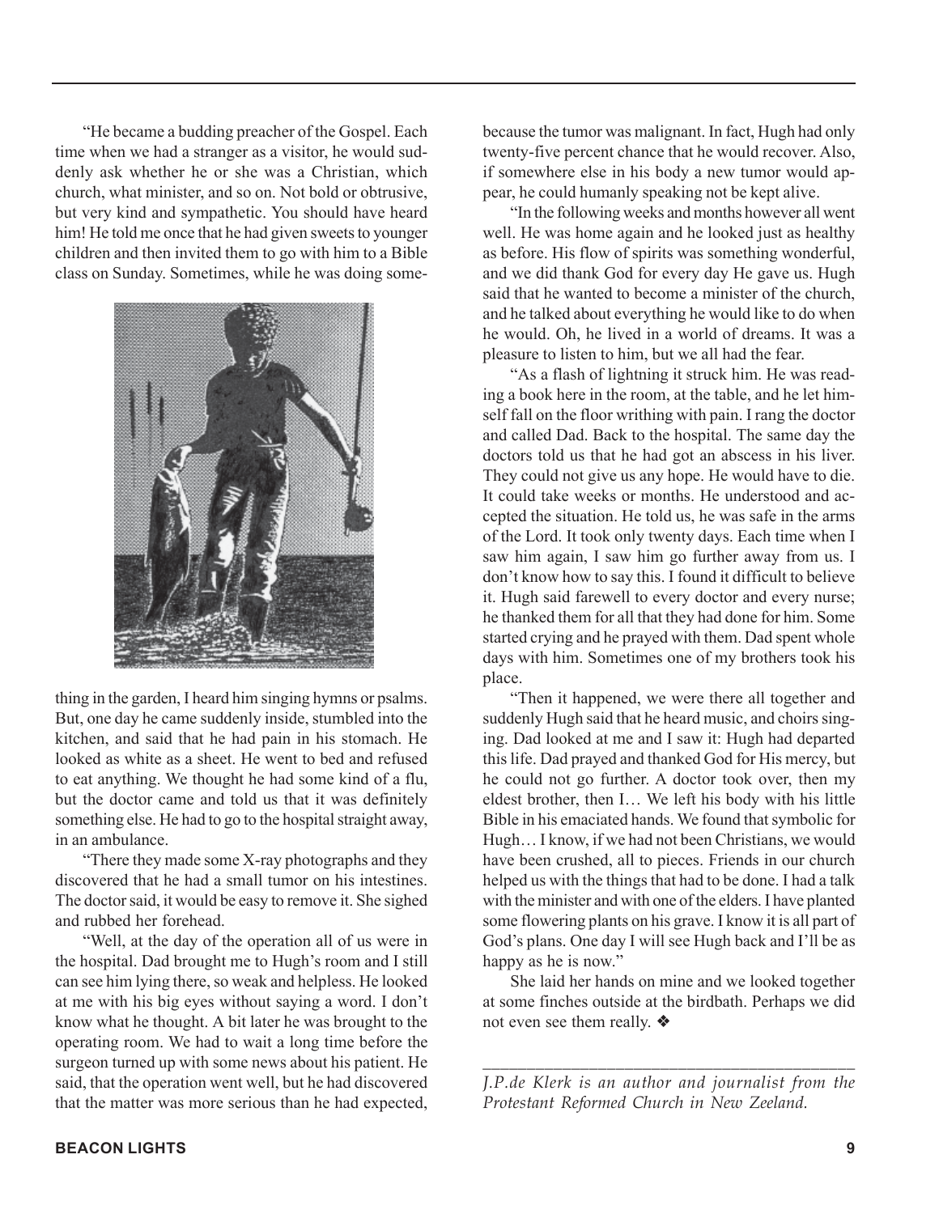"He became a budding preacher of the Gospel. Each time when we had a stranger as a visitor, he would suddenly ask whether he or she was a Christian, which church, what minister, and so on. Not bold or obtrusive, but very kind and sympathetic. You should have heard him! He told me once that he had given sweets to younger children and then invited them to go with him to a Bible class on Sunday. Sometimes, while he was doing something in the garden, I heard him singing hymns or psalms. But, one day he came suddenly inside, stumbled into the kitchen, and said that he had pain in his stomach. He looked as white as a sheet. He went to bed and refused to eat anything. We thought he had some kind of a flu, but the doctor came and told us that it was definitely something else. He had to go to the hospital straight away, in an ambulance.

"There they made some X-ray photographs and they discovered that he had a small tumor on his intestines. The doctor said, it would be easy to remove it. She sighed and rubbed her forehead.

"Well, at the day of the operation all of us were in the hospital. Dad brought me to Hugh's room and I still can see him lying there, so weak and helpless. He looked at me with his big eyes without saying a word. I don't know what he thought. A bit later he was brought to the operating room. We had to wait a long time before the surgeon turned up with some news about his patient. He said, that the operation went well, but he had discovered that the matter was more serious than he had expected, because the tumor was malignant. In fact, Hugh had only twenty-five percent chance that he would recover. Also, if somewhere else in his body a new tumor would appear, he could humanly speaking not be kept alive.

"In the following weeks and months however all went well. He was home again and he looked just as healthy as before. His flow of spirits was something wonderful, and we did thank God for every day He gave us. Hugh said that he wanted to become a minister of the church, and he talked about everything he would like to do when he would. Oh, he lived in a world of dreams. It was a pleasure to listen to him, but we all had the fear.

"As a flash of lightning it struck him. He was reading a book here in the room, at the table, and he let himself fall on the floor writhing with pain. I rang the doctor and called Dad. Back to the hospital. The same day the doctors told us that he had got an abscess in his liver. They could not give us any hope. He would have to die. It could take weeks or months. He understood and accepted the situation. He told us, he was safe in the arms of the Lord. It took only twenty days. Each time when I saw him again, I saw him go further away from us. I don't know how to say this. I found it difficult to believe it. Hugh said farewell to every doctor and every nurse; he thanked them for all that they had done for him. Some started crying and he prayed with them. Dad spent whole days with him. Sometimes one of my brothers took his place.

"Then it happened, we were there all together and suddenly Hugh said that he heard music, and choirs singing. Dad looked at me and I saw it: Hugh had departed this life. Dad prayed and thanked God for His mercy, but he could not go further. A doctor took over, then my eldest brother, then I… We left his body with his little Bible in his emaciated hands. We found that symbolic for Hugh… I know, if we had not been Christians, we would have been crushed, all to pieces. Friends in our church helped us with the things that had to be done. I had a talk with the minister and with one of the elders. I have planted some flowering plants on his grave. I know it is all part of God's plans. One day I will see Hugh back and I'll be as happy as he is now."

She laid her hands on mine and we looked together at some finches outside at the birdbath. Perhaps we did not even see them really. ❖

---

*J.P.de Klerk is an author and journalist from the Protestant Reformed Church in New Zeeland.*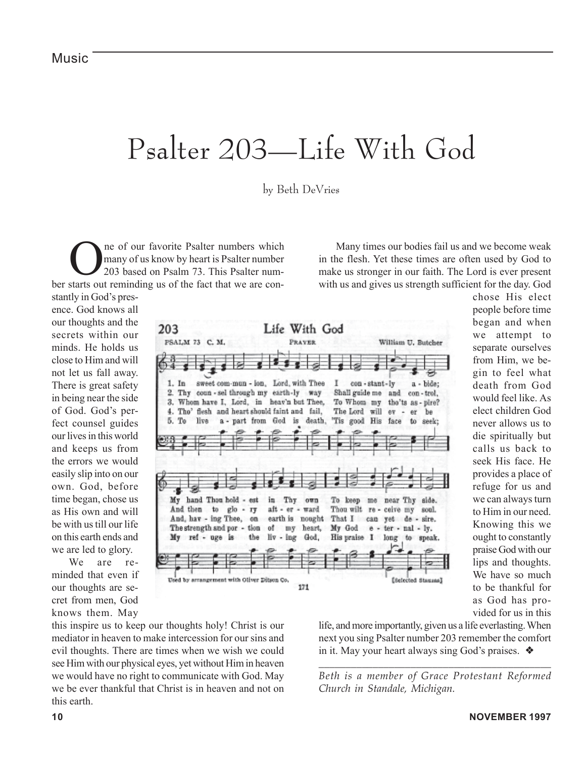# Psalter 203—Life With God

by Beth DeVries

One of our favorite Psalter numbers which many of us know by heart is Psalter number 203 based on Psalm 73. This Psalter number starts out reminding us of the fact that we are constantly in God's presence. God knows all our thoughts and the secrets within our minds. He holds us close to Him and will not let us fall away. There is great safety in being near the side of God. God's perfect counsel guides our lives in this world and keeps us from the errors we would easily slip into on our own. God, before time began, chose us as His own and will be with us till our life on this earth ends and we are led to glory.

We are reminded that even if our thoughts are secret from men, God knows them. May this inspire us to keep our thoughts holy! Christ is our mediator in heaven to make intercession for our sins and evil thoughts. There are times when we wish we could see Him with our physical eyes, yet without Him in heaven we would have no right to communicate with God. May we be ever thankful that Christ is in heaven and not on this earth.

Many times our bodies fail us and we become weak in the flesh. Yet these times are often used by God to make us stronger in our faith. The Lord is ever present with us and gives us strength sufficient for the day. God chose His elect people before time began and when we attempt to separate ourselves from Him, we begin to feel what death from God would feel like. As elect children God never allows us to die spiritually but calls us back to seek His face. He provides a place of refuge for us and we can always turn to Him in our need. Knowing this we ought to constantly praise God with our lips and thoughts. We have so much to be thankful for as God has provided for us in this life, and more importantly, given us a life everlasting. When next you sing Psalter number 203 remember the comfort in it. May your heart always sing God's praises. ❖

---

*Beth is a member of Grace Protestant Reformed Church in Standale, Michigan.*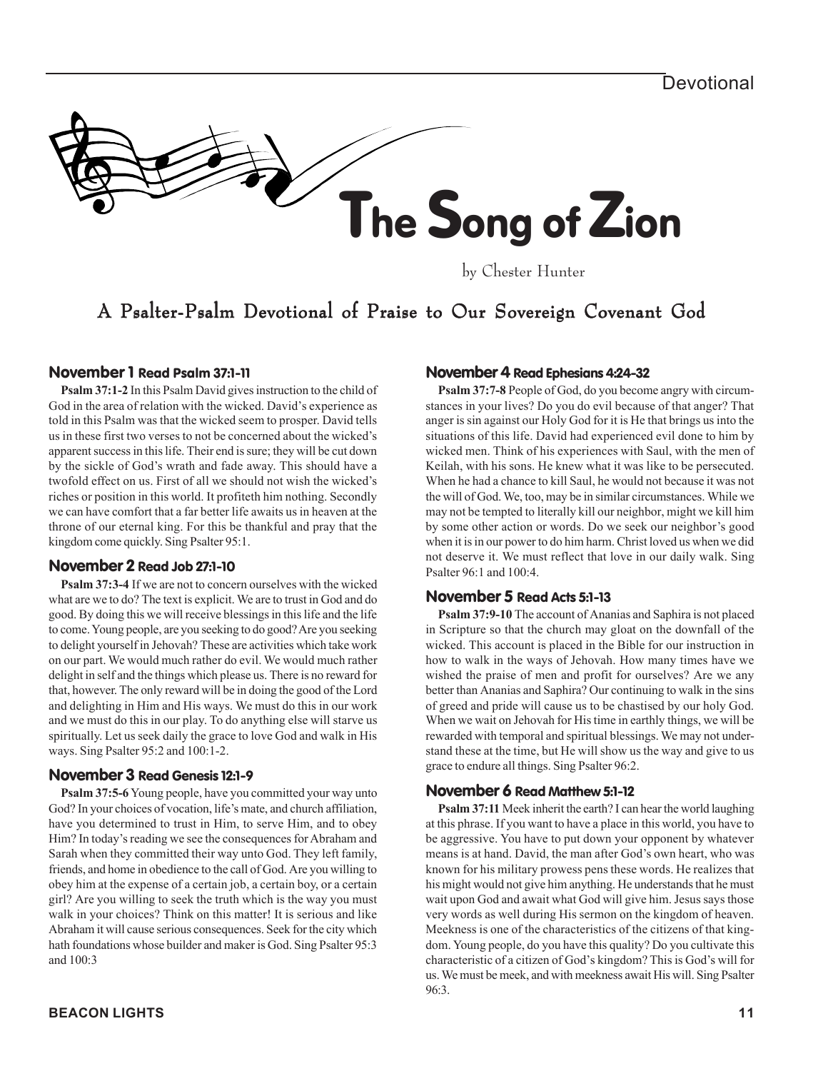Devotional

# The Song of Zion

by Chester Hunter

## A Psalter-Psalm Devotional of Praise to Our Sovereign Covenant God

### November 1 Read Psalm 37:1-11

**Psalm 37:1-2** In this Psalm David gives instruction to the child of God in the area of relation with the wicked. David's experience as told in this Psalm was that the wicked seem to prosper. David tells us in these first two verses to not be concerned about the wicked's apparent success in this life. Their end is sure; they will be cut down by the sickle of God's wrath and fade away. This should have a twofold effect on us. First of all we should not wish the wicked's riches or position in this world. It profiteth him nothing. Secondly we can have comfort that a far better life awaits us in heaven at the throne of our eternal king. For this be thankful and pray that the kingdom come quickly. Sing Psalter 95:1.

### November 2 Read Job 27:1-10

**Psalm 37:3-4** If we are not to concern ourselves with the wicked what are we to do? The text is explicit. We are to trust in God and do good. By doing this we will receive blessings in this life and the life to come. Young people, are you seeking to do good? Are you seeking to delight yourself in Jehovah? These are activities which take work on our part. We would much rather do evil. We would much rather delight in self and the things which please us. There is no reward for that, however. The only reward will be in doing the good of the Lord and delighting in Him and His ways. We must do this in our work and we must do this in our play. To do anything else will starve us spiritually. Let us seek daily the grace to love God and walk in His ways. Sing Psalter 95:2 and 100:1-2.

### November 3 Read Genesis 12:1-9

**Psalm 37:5-6** Young people, have you committed your way unto God? In your choices of vocation, life's mate, and church affiliation, have you determined to trust in Him, to serve Him, and to obey Him? In today's reading we see the consequences for Abraham and Sarah when they committed their way unto God. They left family, friends, and home in obedience to the call of God. Are you willing to obey him at the expense of a certain job, a certain boy, or a certain girl? Are you willing to seek the truth which is the way you must walk in your choices? Think on this matter! It is serious and like Abraham it will cause serious consequences. Seek for the city which hath foundations whose builder and maker is God. Sing Psalter 95:3 and 100:3

### November 4 Read Ephesians 4:24-32

**Psalm 37:7-8** People of God, do you become angry with circumstances in your lives? Do you do evil because of that anger? That anger is sin against our Holy God for it is He that brings us into the situations of this life. David had experienced evil done to him by wicked men. Think of his experiences with Saul, with the men of Keilah, with his sons. He knew what it was like to be persecuted. When he had a chance to kill Saul, he would not because it was not the will of God. We, too, may be in similar circumstances. While we may not be tempted to literally kill our neighbor, might we kill him by some other action or words. Do we seek our neighbor's good when it is in our power to do him harm. Christ loved us when we did not deserve it. We must reflect that love in our daily walk. Sing Psalter 96:1 and 100:4.

### November 5 Read Acts 5:1-13

**Psalm 37:9-10** The account of Ananias and Saphira is not placed in Scripture so that the church may gloat on the downfall of the wicked. This account is placed in the Bible for our instruction in how to walk in the ways of Jehovah. How many times have we wished the praise of men and profit for ourselves? Are we any better than Ananias and Saphira? Our continuing to walk in the sins of greed and pride will cause us to be chastised by our holy God. When we wait on Jehovah for His time in earthly things, we will be rewarded with temporal and spiritual blessings. We may not understand these at the time, but He will show us the way and give to us grace to endure all things. Sing Psalter 96:2.

### November 6 Read Matthew 5:1-12

**Psalm 37:11** Meek inherit the earth? I can hear the world laughing at this phrase. If you want to have a place in this world, you have to be aggressive. You have to put down your opponent by whatever means is at hand. David, the man after God's own heart, who was known for his military prowess pens these words. He realizes that his might would not give him anything. He understands that he must wait upon God and await what God will give him. Jesus says those very words as well during His sermon on the kingdom of heaven. Meekness is one of the characteristics of the citizens of that kingdom. Young people, do you have this quality? Do you cultivate this characteristic of a citizen of God's kingdom? This is God's will for us. We must be meek, and with meekness await His will. Sing Psalter 96:3.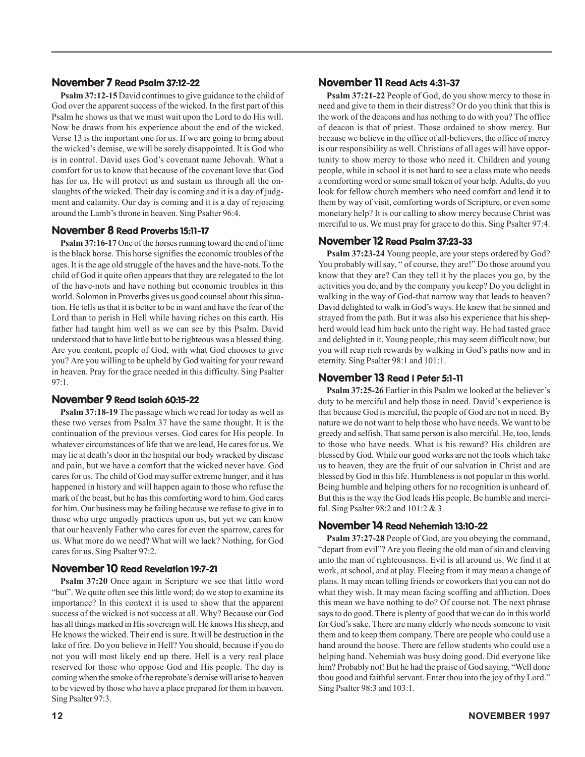## November 7 Read Psalm 37:12-22

**Psalm 37:12-15** David continues to give guidance to the child of God over the apparent success of the wicked. In the first part of this Psalm he shows us that we must wait upon the Lord to do His will. Now he draws from his experience about the end of the wicked. Verse 13 is the important one for us. If we are going to bring about the wicked's demise, we will be sorely disappointed. It is God who is in control. David uses God's covenant name Jehovah. What a comfort for us to know that because of the covenant love that God has for us, He will protect us and sustain us through all the onslaughts of the wicked. Their day is coming and it is a day of judgment and calamity. Our day is coming and it is a day of rejoicing around the Lamb's throne in heaven. Sing Psalter 96:4.

## November 8 Read Proverbs 15:11-17

**Psalm 37:16-17** One of the horses running toward the end of time is the black horse. This horse signifies the economic troubles of the ages. It is the age old struggle of the haves and the have-nots. To the child of God it quite often appears that they are relegated to the lot of the have-nots and have nothing but economic troubles in this world. Solomon in Proverbs gives us good counsel about this situation. He tells us that it is better to be in want and have the fear of the Lord than to perish in Hell while having riches on this earth. His father had taught him well as we can see by this Psalm. David understood that to have little but to be righteous was a blessed thing. Are you content, people of God, with what God chooses to give you? Are you willing to be upheld by God waiting for your reward in heaven. Pray for the grace needed in this difficulty. Sing Psalter 97:1.

## November 9 Read Isaiah 60:15-22

**Psalm 37:18-19** The passage which we read for today as well as these two verses from Psalm 37 have the same thought. It is the continuation of the previous verses. God cares for His people. In whatever circumstances of life that we are lead, He cares for us. We may lie at death's door in the hospital our body wracked by disease and pain, but we have a comfort that the wicked never have. God cares for us. The child of God may suffer extreme hunger, and it has happened in history and will happen again to those who refuse the mark of the beast, but he has this comforting word to him. God cares for him. Our business may be failing because we refuse to give in to those who urge ungodly practices upon us, but yet we can know that our heavenly Father who cares for even the sparrow, cares for us. What more do we need? What will we lack? Nothing, for God cares for us. Sing Psalter 97:2.

## November 10 Read Revelation 19:7-21

**Psalm 37:20** Once again in Scripture we see that little word "but". We quite often see this little word; do we stop to examine its importance? In this context it is used to show that the apparent success of the wicked is not success at all. Why? Because our God has all things marked in His sovereign will. He knows His sheep, and He knows the wicked. Their end is sure. It will be destruction in the lake of fire. Do you believe in Hell? You should, because if you do not you will most likely end up there. Hell is a very real place reserved for those who oppose God and His people. The day is coming when the smoke of the reprobate's demise will arise to heaven to be viewed by those who have a place prepared for them in heaven. Sing Psalter 97:3.

## November 11 Read Acts 4:31-37

**Psalm 37:21-22** People of God, do you show mercy to those in need and give to them in their distress? Or do you think that this is the work of the deacons and has nothing to do with you? The office of deacon is that of priest. Those ordained to show mercy. But because we believe in the office of all-believers, the office of mercy is our responsibility as well. Christians of all ages will have opportunity to show mercy to those who need it. Children and young people, while in school it is not hard to see a class mate who needs a comforting word or some small token of your help. Adults, do you look for fellow church members who need comfort and lend it to them by way of visit, comforting words of Scripture, or even some monetary help? It is our calling to show mercy because Christ was merciful to us. We must pray for grace to do this. Sing Psalter 97:4.

## November 12 Read Psalm 37:23-33

**Psalm 37:23-24** Young people, are your steps ordered by God? You probably will say, " of course, they are!" Do those around you know that they are? Can they tell it by the places you go, by the activities you do, and by the company you keep? Do you delight in walking in the way of God-that narrow way that leads to heaven? David delighted to walk in God's ways. He knew that he sinned and strayed from the path. But it was also his experience that his shepherd would lead him back unto the right way. He had tasted grace and delighted in it. Young people, this may seem difficult now, but you will reap rich rewards by walking in God's paths now and in eternity. Sing Psalter 98:1 and 101:1.

## November 13 Read I Peter 5:1-11

**Psalm 37:25-26** Earlier in this Psalm we looked at the believer's duty to be merciful and help those in need. David's experience is that because God is merciful, the people of God are not in need. By nature we do not want to help those who have needs. We want to be greedy and selfish. That same person is also merciful. He, too, lends to those who have needs. What is his reward? His children are blessed by God. While our good works are not the tools which take us to heaven, they are the fruit of our salvation in Christ and are blessed by God in this life. Humbleness is not popular in this world. Being humble and helping others for no recognition is unheard of. But this is the way the God leads His people. Be humble and merciful. Sing Psalter 98:2 and 101:2 & 3.

## November 14 Read Nehemiah 13:10-22

**Psalm 37:27-28** People of God, are you obeying the command, "depart from evil"? Are you fleeing the old man of sin and cleaving unto the man of righteousness. Evil is all around us. We find it at work, at school, and at play. Fleeing from it may mean a change of plans. It may mean telling friends or coworkers that you can not do what they wish. It may mean facing scoffing and affliction. Does this mean we have nothing to do? Of course not. The next phrase says to do good. There is plenty of good that we can do in this world for God's sake. There are many elderly who needs someone to visit them and to keep them company. There are people who could use a hand around the house. There are fellow students who could use a helping hand. Nehemiah was busy doing good. Did everyone like him? Probably not! But he had the praise of God saying, "Well done thou good and faithful servant. Enter thou into the joy of thy Lord." Sing Psalter 98:3 and 103:1.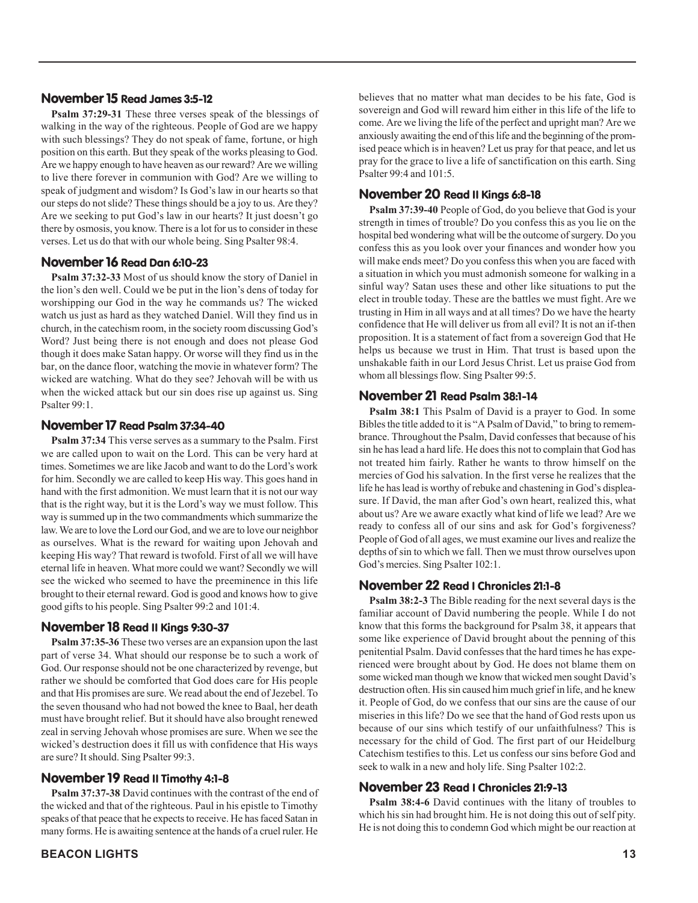## November 15 Read James 3:5-12

**Psalm 37:29-31** These three verses speak of the blessings of walking in the way of the righteous. People of God are we happy with such blessings? They do not speak of fame, fortune, or high position on this earth. But they speak of the works pleasing to God. Are we happy enough to have heaven as our reward? Are we willing to live there forever in communion with God? Are we willing to speak of judgment and wisdom? Is God's law in our hearts so that our steps do not slide? These things should be a joy to us. Are they? Are we seeking to put God's law in our hearts? It just doesn't go there by osmosis, you know. There is a lot for us to consider in these verses. Let us do that with our whole being. Sing Psalter 98:4.

## November 16 Read Dan 6:10-23

**Psalm 37:32-33** Most of us should know the story of Daniel in the lion's den well. Could we be put in the lion's dens of today for worshipping our God in the way he commands us? The wicked watch us just as hard as they watched Daniel. Will they find us in church, in the catechism room, in the society room discussing God's Word? Just being there is not enough and does not please God though it does make Satan happy. Or worse will they find us in the bar, on the dance floor, watching the movie in whatever form? The wicked are watching. What do they see? Jehovah will be with us when the wicked attack but our sin does rise up against us. Sing Psalter 99:1.

## November 17 Read Psalm 37:34-40

**Psalm 37:34** This verse serves as a summary to the Psalm. First we are called upon to wait on the Lord. This can be very hard at times. Sometimes we are like Jacob and want to do the Lord's work for him. Secondly we are called to keep His way. This goes hand in hand with the first admonition. We must learn that it is not our way that is the right way, but it is the Lord's way we must follow. This way is summed up in the two commandments which summarize the law. We are to love the Lord our God, and we are to love our neighbor as ourselves. What is the reward for waiting upon Jehovah and keeping His way? That reward is twofold. First of all we will have eternal life in heaven. What more could we want? Secondly we will see the wicked who seemed to have the preeminence in this life brought to their eternal reward. God is good and knows how to give good gifts to his people. Sing Psalter 99:2 and 101:4.

## November 18 Read II Kings 9:30-37

**Psalm 37:35-36** These two verses are an expansion upon the last part of verse 34. What should our response be to such a work of God. Our response should not be one characterized by revenge, but rather we should be comforted that God does care for His people and that His promises are sure. We read about the end of Jezebel. To the seven thousand who had not bowed the knee to Baal, her death must have brought relief. But it should have also brought renewed zeal in serving Jehovah whose promises are sure. When we see the wicked's destruction does it fill us with confidence that His ways are sure? It should. Sing Psalter 99:3.

## November 19 Read II Timothy 4:1-8

**Psalm 37:37-38** David continues with the contrast of the end of the wicked and that of the righteous. Paul in his epistle to Timothy speaks of that peace that he expects to receive. He has faced Satan in many forms. He is awaiting sentence at the hands of a cruel ruler. He believes that no matter what man decides to be his fate, God is sovereign and God will reward him either in this life of the life to come. Are we living the life of the perfect and upright man? Are we anxiously awaiting the end of this life and the beginning of the promised peace which is in heaven? Let us pray for that peace, and let us pray for the grace to live a life of sanctification on this earth. Sing Psalter 99:4 and 101:5.

## November 20 Read II Kings 6:8-18

**Psalm 37:39-40** People of God, do you believe that God is your strength in times of trouble? Do you confess this as you lie on the hospital bed wondering what will be the outcome of surgery. Do you confess this as you look over your finances and wonder how you will make ends meet? Do you confess this when you are faced with a situation in which you must admonish someone for walking in a sinful way? Satan uses these and other like situations to put the elect in trouble today. These are the battles we must fight. Are we trusting in Him in all ways and at all times? Do we have the hearty confidence that He will deliver us from all evil? It is not an if-then proposition. It is a statement of fact from a sovereign God that He helps us because we trust in Him. That trust is based upon the unshakable faith in our Lord Jesus Christ. Let us praise God from whom all blessings flow. Sing Psalter 99:5.

## November 21 Read Psalm 38:1-14

**Psalm 38:1** This Psalm of David is a prayer to God. In some Bibles the title added to it is "A Psalm of David," to bring to remembrance. Throughout the Psalm, David confesses that because of his sin he has lead a hard life. He does this not to complain that God has not treated him fairly. Rather he wants to throw himself on the mercies of God his salvation. In the first verse he realizes that the life he has lead is worthy of rebuke and chastening in God's displeasure. If David, the man after God's own heart, realized this, what about us? Are we aware exactly what kind of life we lead? Are we ready to confess all of our sins and ask for God's forgiveness? People of God of all ages, we must examine our lives and realize the depths of sin to which we fall. Then we must throw ourselves upon God's mercies. Sing Psalter 102:1.

## November 22 Read I Chronicles 21:1-8

**Psalm 38:2-3** The Bible reading for the next several days is the familiar account of David numbering the people. While I do not know that this forms the background for Psalm 38, it appears that some like experience of David brought about the penning of this penitential Psalm. David confesses that the hard times he has experienced were brought about by God. He does not blame them on some wicked man though we know that wicked men sought David's destruction often. His sin caused him much grief in life, and he knew it. People of God, do we confess that our sins are the cause of our miseries in this life? Do we see that the hand of God rests upon us because of our sins which testify of our unfaithfulness? This is necessary for the child of God. The first part of our Heidelburg Catechism testifies to this. Let us confess our sins before God and seek to walk in a new and holy life. Sing Psalter 102:2.

## November 23 Read I Chronicles 21:9-13

**Psalm 38:4-6** David continues with the litany of troubles to which his sin had brought him. He is not doing this out of self pity. He is not doing this to condemn God which might be our reaction at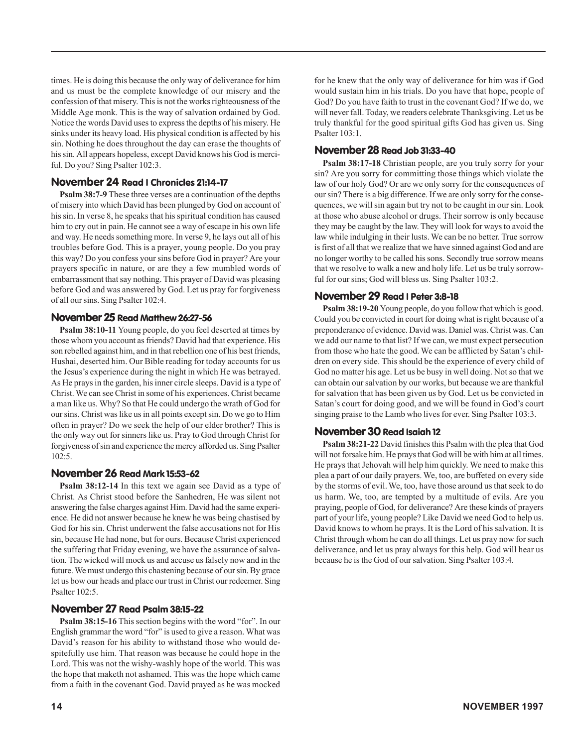times. He is doing this because the only way of deliverance for him and us must be the complete knowledge of our misery and the confession of that misery. This is not the works righteousness of the Middle Age monk. This is the way of salvation ordained by God. Notice the words David uses to express the depths of his misery. He sinks under its heavy load. His physical condition is affected by his sin. Nothing he does throughout the day can erase the thoughts of his sin. All appears hopeless, except David knows his God is merciful. Do you? Sing Psalter 102:3.

## November 24 Read I Chronicles 21:14-17

**Psalm 38:7-9** These three verses are a continuation of the depths of misery into which David has been plunged by God on account of his sin. In verse 8, he speaks that his spiritual condition has caused him to cry out in pain. He cannot see a way of escape in his own life and way. He needs something more. In verse 9, he lays out all of his troubles before God. This is a prayer, young people. Do you pray this way? Do you confess your sins before God in prayer? Are your prayers specific in nature, or are they a few mumbled words of embarrassment that say nothing. This prayer of David was pleasing before God and was answered by God. Let us pray for forgiveness of all our sins. Sing Psalter 102:4.

## November 25 Read Matthew 26:27-56

**Psalm 38:10-11** Young people, do you feel deserted at times by those whom you account as friends? David had that experience. His son rebelled against him, and in that rebellion one of his best friends, Hushai, deserted him. Our Bible reading for today accounts for us the Jesus's experience during the night in which He was betrayed. As He prays in the garden, his inner circle sleeps. David is a type of Christ. We can see Christ in some of his experiences. Christ became a man like us. Why? So that He could undergo the wrath of God for our sins. Christ was like us in all points except sin. Do we go to Him often in prayer? Do we seek the help of our elder brother? This is the only way out for sinners like us. Pray to God through Christ for forgiveness of sin and experience the mercy afforded us. Sing Psalter 102:5.

## November 26 Read Mark 15:53-62

**Psalm 38:12-14** In this text we again see David as a type of Christ. As Christ stood before the Sanhedren, He was silent not answering the false charges against Him. David had the same experience. He did not answer because he knew he was being chastised by God for his sin. Christ underwent the false accusations not for His sin, because He had none, but for ours. Because Christ experienced the suffering that Friday evening, we have the assurance of salvation. The wicked will mock us and accuse us falsely now and in the future. We must undergo this chastening because of our sin. By grace let us bow our heads and place our trust in Christ our redeemer. Sing Psalter 102:5.

## November 27 Read Psalm 38:15-22

**Psalm 38:15-16** This section begins with the word "for". In our English grammar the word "for" is used to give a reason. What was David's reason for his ability to withstand those who would despitefully use him. That reason was because he could hope in the Lord. This was not the wishy-washly hope of the world. This was the hope that maketh not ashamed. This was the hope which came from a faith in the covenant God. David prayed as he was mocked for he knew that the only way of deliverance for him was if God would sustain him in his trials. Do you have that hope, people of God? Do you have faith to trust in the covenant God? If we do, we will never fall. Today, we readers celebrate Thanksgiving. Let us be truly thankful for the good spiritual gifts God has given us. Sing Psalter 103:1.

## November 28 Read Job 31:33-40

**Psalm 38:17-18** Christian people, are you truly sorry for your sin? Are you sorry for committing those things which violate the law of our holy God? Or are we only sorry for the consequences of our sin? There is a big difference. If we are only sorry for the consequences, we will sin again but try not to be caught in our sin. Look at those who abuse alcohol or drugs. Their sorrow is only because they may be caught by the law. They will look for ways to avoid the law while indulging in their lusts. We can be no better. True sorrow is first of all that we realize that we have sinned against God and are no longer worthy to be called his sons. Secondly true sorrow means that we resolve to walk a new and holy life. Let us be truly sorrowful for our sins; God will bless us. Sing Psalter 103:2.

## November 29 Read I Peter 3:8-18

**Psalm 38:19-20** Young people, do you follow that which is good. Could you be convicted in court for doing what is right because of a preponderance of evidence. David was. Daniel was. Christ was. Can we add our name to that list? If we can, we must expect persecution from those who hate the good. We can be afflicted by Satan's children on every side. This should be the experience of every child of God no matter his age. Let us be busy in well doing. Not so that we can obtain our salvation by our works, but because we are thankful for salvation that has been given us by God. Let us be convicted in Satan's court for doing good, and we will be found in God's court singing praise to the Lamb who lives for ever. Sing Psalter 103:3.

## November 30 Read Isaiah 12

**Psalm 38:21-22** David finishes this Psalm with the plea that God will not forsake him. He prays that God will be with him at all times. He prays that Jehovah will help him quickly. We need to make this plea a part of our daily prayers. We, too, are buffeted on every side by the storms of evil. We, too, have those around us that seek to do us harm. We, too, are tempted by a multitude of evils. Are you praying, people of God, for deliverance? Are these kinds of prayers part of your life, young people? Like David we need God to help us. David knows to whom he prays. It is the Lord of his salvation. It is Christ through whom he can do all things. Let us pray now for such deliverance, and let us pray always for this help. God will hear us because he is the God of our salvation. Sing Psalter 103:4.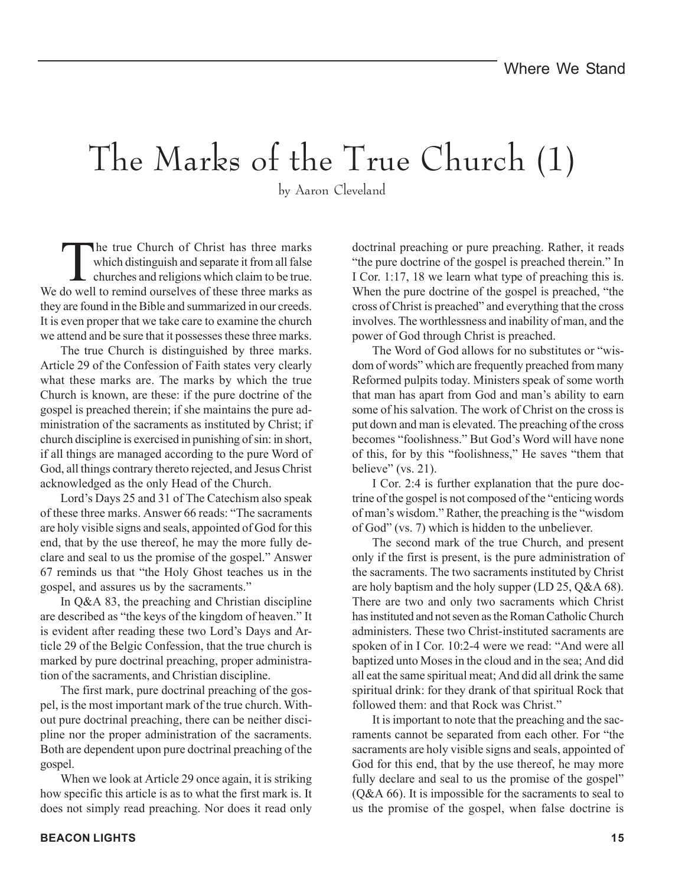# The Marks of the True Church (1)

by Aaron Cleveland

The true Church of Christ has three marks which distinguish and separate it from all false churches and religions which claim to be true. We do well to remind ourselves of these three marks as they are found in the Bible and summarized in our creeds. It is even proper that we take care to examine the church we attend and be sure that it possesses these three marks.

The true Church is distinguished by three marks. Article 29 of the Confession of Faith states very clearly what these marks are. The marks by which the true Church is known, are these: if the pure doctrine of the gospel is preached therein; if she maintains the pure administration of the sacraments as instituted by Christ; if church discipline is exercised in punishing of sin: in short, if all things are managed according to the pure Word of God, all things contrary thereto rejected, and Jesus Christ acknowledged as the only Head of the Church.

Lord's Days 25 and 31 of The Catechism also speak of these three marks. Answer 66 reads: "The sacraments are holy visible signs and seals, appointed of God for this end, that by the use thereof, he may the more fully declare and seal to us the promise of the gospel." Answer 67 reminds us that "the Holy Ghost teaches us in the gospel, and assures us by the sacraments."

In Q&A 83, the preaching and Christian discipline are described as "the keys of the kingdom of heaven." It is evident after reading these two Lord's Days and Article 29 of the Belgic Confession, that the true church is marked by pure doctrinal preaching, proper administration of the sacraments, and Christian discipline.

The first mark, pure doctrinal preaching of the gospel, is the most important mark of the true church. Without pure doctrinal preaching, there can be neither discipline nor the proper administration of the sacraments. Both are dependent upon pure doctrinal preaching of the gospel.

When we look at Article 29 once again, it is striking how specific this article is as to what the first mark is. It does not simply read preaching. Nor does it read only doctrinal preaching or pure preaching. Rather, it reads "the pure doctrine of the gospel is preached therein." In I Cor. 1:17, 18 we learn what type of preaching this is. When the pure doctrine of the gospel is preached, "the cross of Christ is preached" and everything that the cross involves. The worthlessness and inability of man, and the power of God through Christ is preached.

The Word of God allows for no substitutes or "wisdom of words" which are frequently preached from many Reformed pulpits today. Ministers speak of some worth that man has apart from God and man's ability to earn some of his salvation. The work of Christ on the cross is put down and man is elevated. The preaching of the cross becomes "foolishness." But God's Word will have none of this, for by this "foolishness," He saves "them that believe" (vs. 21).

I Cor. 2:4 is further explanation that the pure doctrine of the gospel is not composed of the "enticing words of man's wisdom." Rather, the preaching is the "wisdom of God" (vs. 7) which is hidden to the unbeliever.

The second mark of the true Church, and present only if the first is present, is the pure administration of the sacraments. The two sacraments instituted by Christ are holy baptism and the holy supper (LD 25, Q&A 68). There are two and only two sacraments which Christ has instituted and not seven as the Roman Catholic Church administers. These two Christ-instituted sacraments are spoken of in I Cor. 10:2-4 were we read: "And were all baptized unto Moses in the cloud and in the sea; And did all eat the same spiritual meat; And did all drink the same spiritual drink: for they drank of that spiritual Rock that followed them: and that Rock was Christ."

It is important to note that the preaching and the sacraments cannot be separated from each other. For "the sacraments are holy visible signs and seals, appointed of God for this end, that by the use thereof, he may more fully declare and seal to us the promise of the gospel" (Q&A 66). It is impossible for the sacraments to seal to us the promise of the gospel, when false doctrine is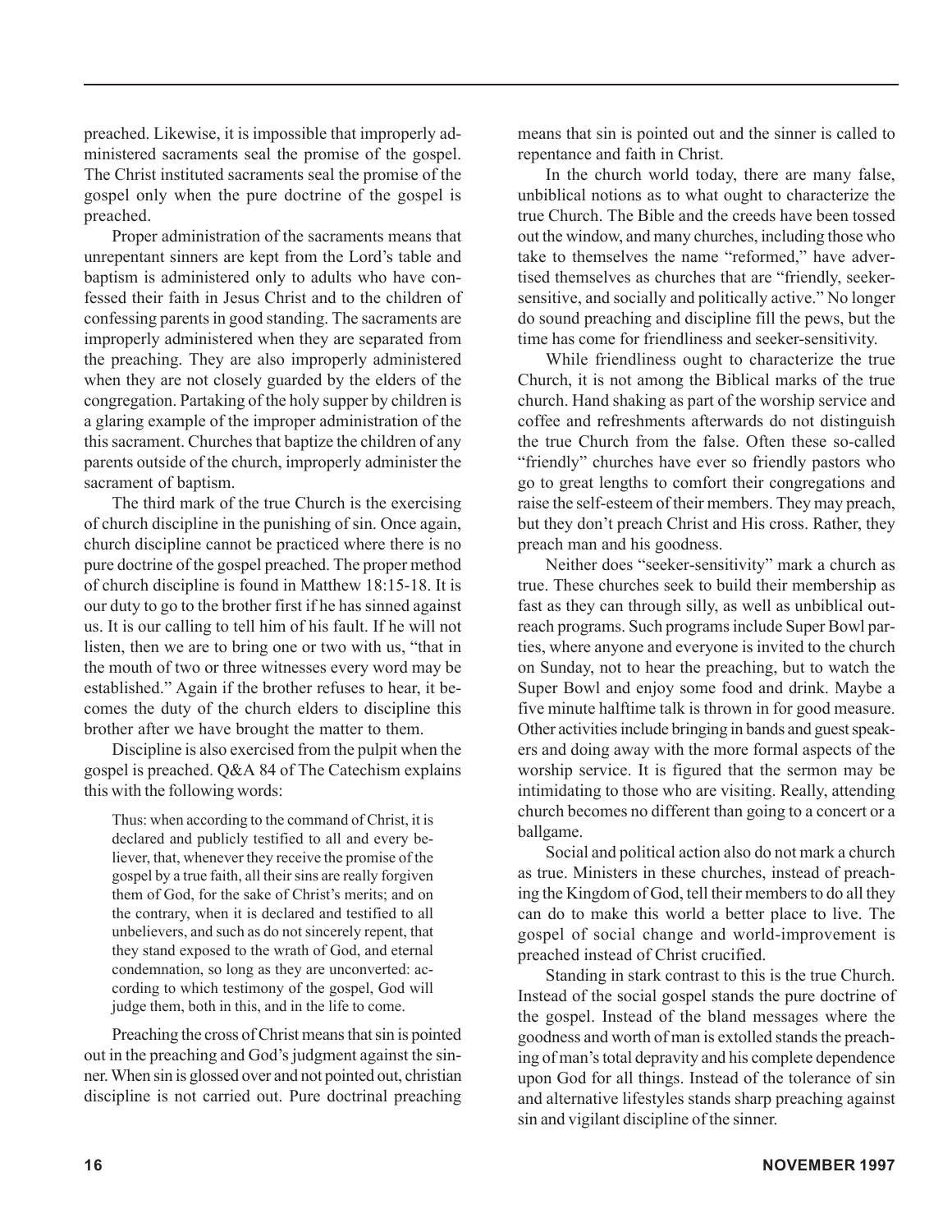preached. Likewise, it is impossible that improperly administered sacraments seal the promise of the gospel. The Christ instituted sacraments seal the promise of the gospel only when the pure doctrine of the gospel is preached.

Proper administration of the sacraments means that unrepentant sinners are kept from the Lord's table and baptism is administered only to adults who have confessed their faith in Jesus Christ and to the children of confessing parents in good standing. The sacraments are improperly administered when they are separated from the preaching. They are also improperly administered when they are not closely guarded by the elders of the congregation. Partaking of the holy supper by children is a glaring example of the improper administration of the this sacrament. Churches that baptize the children of any parents outside of the church, improperly administer the sacrament of baptism.

The third mark of the true Church is the exercising of church discipline in the punishing of sin. Once again, church discipline cannot be practiced where there is no pure doctrine of the gospel preached. The proper method of church discipline is found in Matthew 18:15-18. It is our duty to go to the brother first if he has sinned against us. It is our calling to tell him of his fault. If he will not listen, then we are to bring one or two with us, "that in the mouth of two or three witnesses every word may be established." Again if the brother refuses to hear, it becomes the duty of the church elders to discipline this brother after we have brought the matter to them.

Discipline is also exercised from the pulpit when the gospel is preached. Q&A 84 of The Catechism explains this with the following words:

> Thus: when according to the command of Christ, it is declared and publicly testified to all and every believer, that, whenever they receive the promise of the gospel by a true faith, all their sins are really forgiven them of God, for the sake of Christ's merits; and on the contrary, when it is declared and testified to all unbelievers, and such as do not sincerely repent, that they stand exposed to the wrath of God, and eternal condemnation, so long as they are unconverted: according to which testimony of the gospel, God will judge them, both in this, and in the life to come.

Preaching the cross of Christ means that sin is pointed out in the preaching and God's judgment against the sinner. When sin is glossed over and not pointed out, christian discipline is not carried out. Pure doctrinal preaching means that sin is pointed out and the sinner is called to repentance and faith in Christ.

In the church world today, there are many false, unbiblical notions as to what ought to characterize the true Church. The Bible and the creeds have been tossed out the window, and many churches, including those who take to themselves the name "reformed," have advertised themselves as churches that are "friendly, seeker-sensitive, and socially and politically active." No longer do sound preaching and discipline fill the pews, but the time has come for friendliness and seeker-sensitivity.

While friendliness ought to characterize the true Church, it is not among the Biblical marks of the true church. Hand shaking as part of the worship service and coffee and refreshments afterwards do not distinguish the true Church from the false. Often these so-called "friendly" churches have ever so friendly pastors who go to great lengths to comfort their congregations and raise the self-esteem of their members. They may preach, but they don't preach Christ and His cross. Rather, they preach man and his goodness.

Neither does "seeker-sensitivity" mark a church as true. These churches seek to build their membership as fast as they can through silly, as well as unbiblical outreach programs. Such programs include Super Bowl parties, where anyone and everyone is invited to the church on Sunday, not to hear the preaching, but to watch the Super Bowl and enjoy some food and drink. Maybe a five minute halftime talk is thrown in for good measure. Other activities include bringing in bands and guest speakers and doing away with the more formal aspects of the worship service. It is figured that the sermon may be intimidating to those who are visiting. Really, attending church becomes no different than going to a concert or a ballgame.

Social and political action also do not mark a church as true. Ministers in these churches, instead of preaching the Kingdom of God, tell their members to do all they can do to make this world a better place to live. The gospel of social change and world-improvement is preached instead of Christ crucified.

Standing in stark contrast to this is the true Church. Instead of the social gospel stands the pure doctrine of the gospel. Instead of the bland messages where the goodness and worth of man is extolled stands the preaching of man's total depravity and his complete dependence upon God for all things. Instead of the tolerance of sin and alternative lifestyles stands sharp preaching against sin and vigilant discipline of the sinner.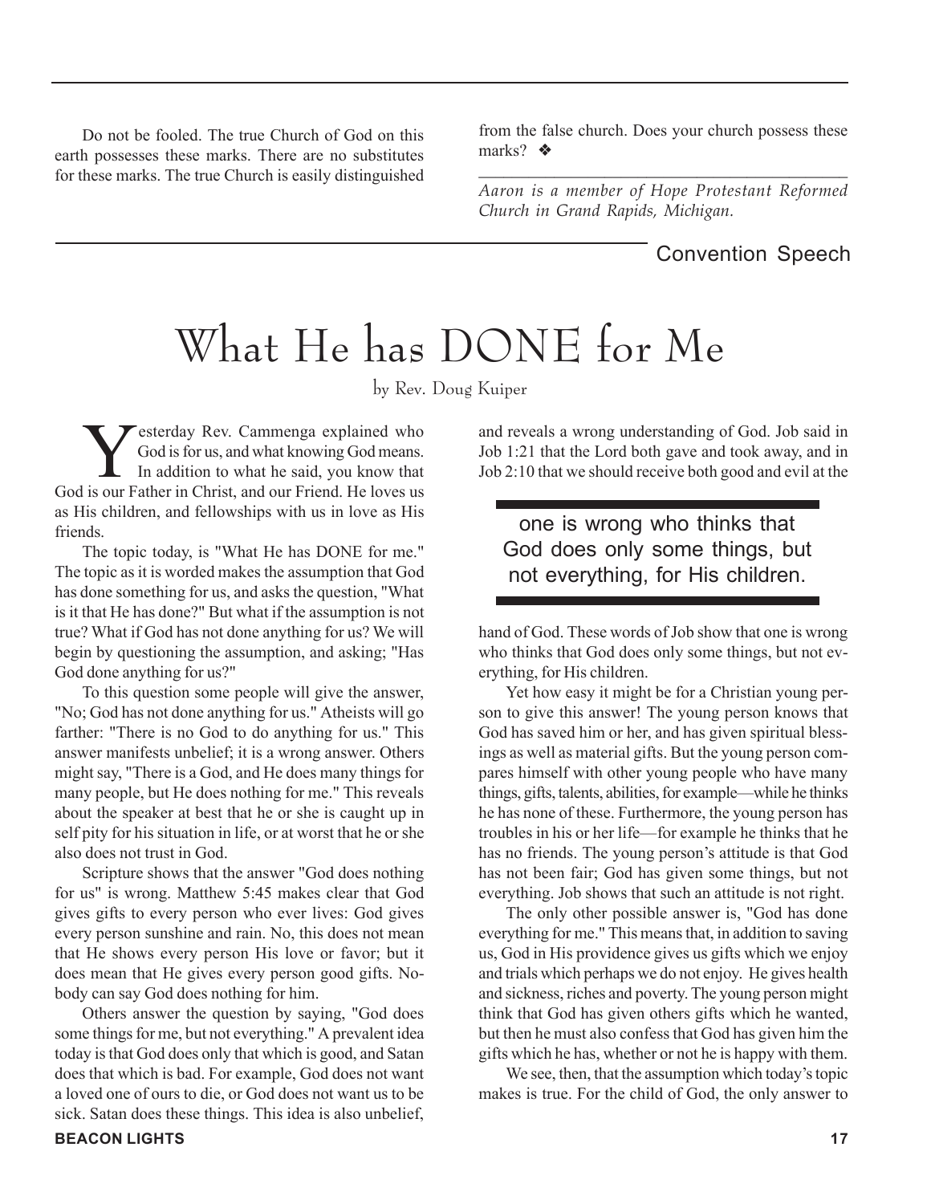Do not be fooled. The true Church of God on this earth possesses these marks. There are no substitutes for these marks. The true Church is easily distinguished from the false church. Does your church possess these marks? ❖

---

*Aaron is a member of Hope Protestant Reformed Church in Grand Rapids, Michigan.*

Convention Speech

# What He has DONE for Me

by Rev. Doug Kuiper

Yesterday Rev. Cammenga explained who God is for us, and what knowing God means. In addition to what he said, you know that God is our Father in Christ, and our Friend. He loves us as His children, and fellowships with us in love as His friends.

The topic today, is "What He has DONE for me." The topic as it is worded makes the assumption that God has done something for us, and asks the question, "What is it that He has done?" But what if the assumption is not true? What if God has not done anything for us? We will begin by questioning the assumption, and asking; "Has God done anything for us?"

To this question some people will give the answer, "No; God has not done anything for us." Atheists will go farther: "There is no God to do anything for us." This answer manifests unbelief; it is a wrong answer. Others might say, "There is a God, and He does many things for many people, but He does nothing for me." This reveals about the speaker at best that he or she is caught up in self pity for his situation in life, or at worst that he or she also does not trust in God.

Scripture shows that the answer "God does nothing for us" is wrong. Matthew 5:45 makes clear that God gives gifts to every person who ever lives: God gives every person sunshine and rain. No, this does not mean that He shows every person His love or favor; but it does mean that He gives every person good gifts. Nobody can say God does nothing for him.

Others answer the question by saying, "God does some things for me, but not everything." A prevalent idea today is that God does only that which is good, and Satan does that which is bad. For example, God does not want a loved one of ours to die, or God does not want us to be sick. Satan does these things. This idea is also unbelief, and reveals a wrong understanding of God. Job said in Job 1:21 that the Lord both gave and took away, and in Job 2:10 that we should receive both good and evil at the hand of God. These words of Job show that one is wrong who thinks that God does only some things, but not everything, for His children.

> one is wrong who thinks that God does only some things, but not everything, for His children.

Yet how easy it might be for a Christian young person to give this answer! The young person knows that God has saved him or her, and has given spiritual blessings as well as material gifts. But the young person compares himself with other young people who have many things, gifts, talents, abilities, for example—while he thinks he has none of these. Furthermore, the young person has troubles in his or her life—for example he thinks that he has no friends. The young person's attitude is that God has not been fair; God has given some things, but not everything. Job shows that such an attitude is not right.

The only other possible answer is, "God has done everything for me." This means that, in addition to saving us, God in His providence gives us gifts which we enjoy and trials which perhaps we do not enjoy. He gives health and sickness, riches and poverty. The young person might think that God has given others gifts which he wanted, but then he must also confess that God has given him the gifts which he has, whether or not he is happy with them.

We see, then, that the assumption which today's topic makes is true. For the child of God, the only answer to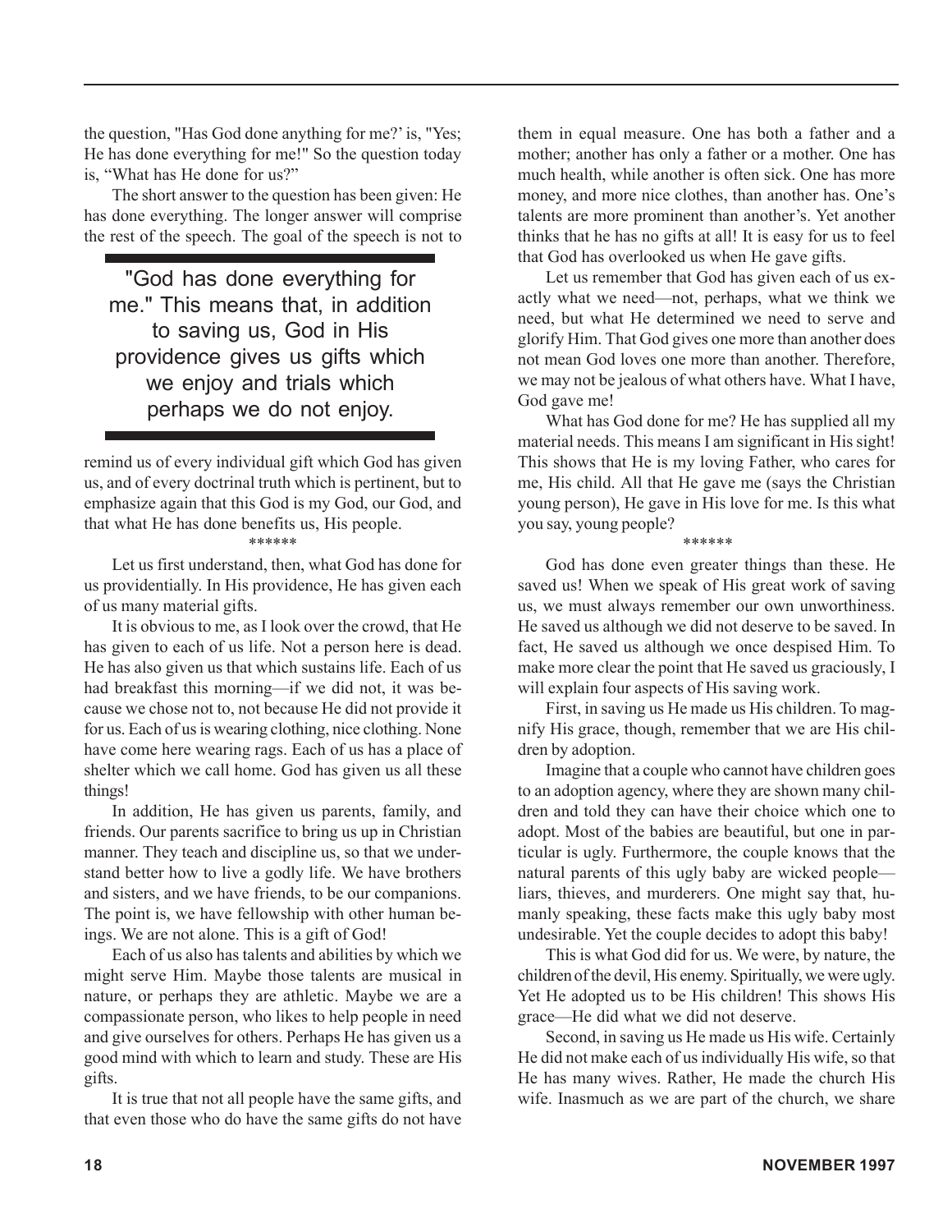the question, "Has God done anything for me?' is, "Yes; He has done everything for me!" So the question today is, "What has He done for us?"

The short answer to the question has been given: He has done everything. The longer answer will comprise the rest of the speech. The goal of the speech is not to remind us of every individual gift which God has given us, and of every doctrinal truth which is pertinent, but to emphasize again that this God is my God, our God, and that what He has done benefits us, His people.

> "God has done everything for me." This means that, in addition to saving us, God in His providence gives us gifts which we enjoy and trials which perhaps we do not enjoy.

\*\*\*\*\*\*

Let us first understand, then, what God has done for us providentially. In His providence, He has given each of us many material gifts.

It is obvious to me, as I look over the crowd, that He has given to each of us life. Not a person here is dead. He has also given us that which sustains life. Each of us had breakfast this morning—if we did not, it was because we chose not to, not because He did not provide it for us. Each of us is wearing clothing, nice clothing. None have come here wearing rags. Each of us has a place of shelter which we call home. God has given us all these things!

In addition, He has given us parents, family, and friends. Our parents sacrifice to bring us up in Christian manner. They teach and discipline us, so that we understand better how to live a godly life. We have brothers and sisters, and we have friends, to be our companions. The point is, we have fellowship with other human beings. We are not alone. This is a gift of God!

Each of us also has talents and abilities by which we might serve Him. Maybe those talents are musical in nature, or perhaps they are athletic. Maybe we are a compassionate person, who likes to help people in need and give ourselves for others. Perhaps He has given us a good mind with which to learn and study. These are His gifts.

It is true that not all people have the same gifts, and that even those who do have the same gifts do not have them in equal measure. One has both a father and a mother; another has only a father or a mother. One has much health, while another is often sick. One has more money, and more nice clothes, than another has. One's talents are more prominent than another's. Yet another thinks that he has no gifts at all! It is easy for us to feel that God has overlooked us when He gave gifts.

Let us remember that God has given each of us exactly what we need—not, perhaps, what we think we need, but what He determined we need to serve and glorify Him. That God gives one more than another does not mean God loves one more than another. Therefore, we may not be jealous of what others have. What I have, God gave me!

What has God done for me? He has supplied all my material needs. This means I am significant in His sight! This shows that He is my loving Father, who cares for me, His child. All that He gave me (says the Christian young person), He gave in His love for me. Is this what you say, young people?

\*\*\*\*\*\*

God has done even greater things than these. He saved us! When we speak of His great work of saving us, we must always remember our own unworthiness. He saved us although we did not deserve to be saved. In fact, He saved us although we once despised Him. To make more clear the point that He saved us graciously, I will explain four aspects of His saving work.

First, in saving us He made us His children. To magnify His grace, though, remember that we are His children by adoption.

Imagine that a couple who cannot have children goes to an adoption agency, where they are shown many children and told they can have their choice which one to adopt. Most of the babies are beautiful, but one in particular is ugly. Furthermore, the couple knows that the natural parents of this ugly baby are wicked people—liars, thieves, and murderers. One might say that, humanly speaking, these facts make this ugly baby most undesirable. Yet the couple decides to adopt this baby!

This is what God did for us. We were, by nature, the children of the devil, His enemy. Spiritually, we were ugly. Yet He adopted us to be His children! This shows His grace—He did what we did not deserve.

Second, in saving us He made us His wife. Certainly He did not make each of us individually His wife, so that He has many wives. Rather, He made the church His wife. Inasmuch as we are part of the church, we share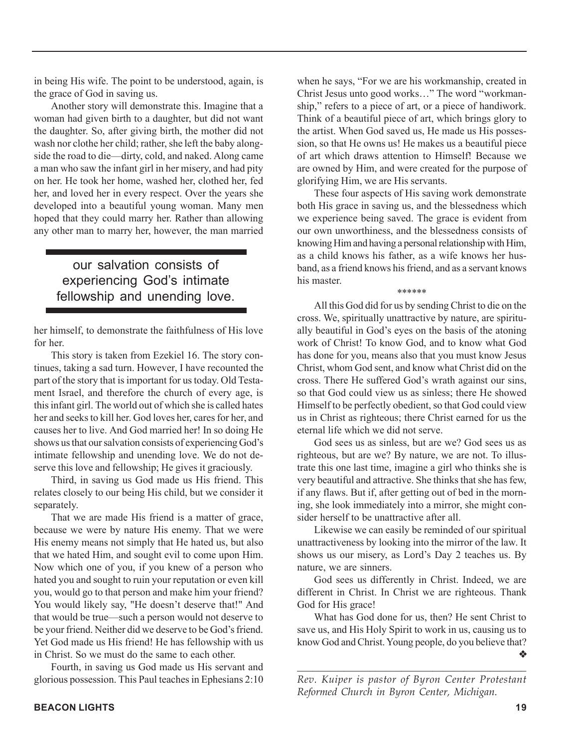in being His wife. The point to be understood, again, is the grace of God in saving us.

Another story will demonstrate this. Imagine that a woman had given birth to a daughter, but did not want the daughter. So, after giving birth, the mother did not wash nor clothe her child; rather, she left the baby alongside the road to die—dirty, cold, and naked. Along came a man who saw the infant girl in her misery, and had pity on her. He took her home, washed her, clothed her, fed her, and loved her in every respect. Over the years she developed into a beautiful young woman. Many men hoped that they could marry her. Rather than allowing any other man to marry her, however, the man married her himself, to demonstrate the faithfulness of His love for her.

> our salvation consists of experiencing God's intimate fellowship and unending love.

This story is taken from Ezekiel 16. The story continues, taking a sad turn. However, I have recounted the part of the story that is important for us today. Old Testament Israel, and therefore the church of every age, is this infant girl. The world out of which she is called hates her and seeks to kill her. God loves her, cares for her, and causes her to live. And God married her! In so doing He shows us that our salvation consists of experiencing God's intimate fellowship and unending love. We do not deserve this love and fellowship; He gives it graciously.

Third, in saving us God made us His friend. This relates closely to our being His child, but we consider it separately.

That we are made His friend is a matter of grace, because we were by nature His enemy. That we were His enemy means not simply that He hated us, but also that we hated Him, and sought evil to come upon Him. Now which one of you, if you knew of a person who hated you and sought to ruin your reputation or even kill you, would go to that person and make him your friend? You would likely say, "He doesn't deserve that!" And that would be true—such a person would not deserve to be your friend. Neither did we deserve to be God's friend. Yet God made us His friend! He has fellowship with us in Christ. So we must do the same to each other.

Fourth, in saving us God made us His servant and glorious possession. This Paul teaches in Ephesians 2:10 when he says, "For we are his workmanship, created in Christ Jesus unto good works…" The word "workmanship," refers to a piece of art, or a piece of handiwork. Think of a beautiful piece of art, which brings glory to the artist. When God saved us, He made us His possession, so that He owns us! He makes us a beautiful piece of art which draws attention to Himself! Because we are owned by Him, and were created for the purpose of glorifying Him, we are His servants.

These four aspects of His saving work demonstrate both His grace in saving us, and the blessedness which we experience being saved. The grace is evident from our own unworthiness, and the blessedness consists of knowing Him and having a personal relationship with Him, as a child knows his father, as a wife knows her husband, as a friend knows his friend, and as a servant knows his master.

******

All this God did for us by sending Christ to die on the cross. We, spiritually unattractive by nature, are spiritually beautiful in God's eyes on the basis of the atoning work of Christ! To know God, and to know what God has done for you, means also that you must know Jesus Christ, whom God sent, and know what Christ did on the cross. There He suffered God's wrath against our sins, so that God could view us as sinless; there He showed Himself to be perfectly obedient, so that God could view us in Christ as righteous; there Christ earned for us the eternal life which we did not serve.

God sees us as sinless, but are we? God sees us as righteous, but are we? By nature, we are not. To illustrate this one last time, imagine a girl who thinks she is very beautiful and attractive. She thinks that she has few, if any flaws. But if, after getting out of bed in the morning, she look immediately into a mirror, she might consider herself to be unattractive after all.

Likewise we can easily be reminded of our spiritual unattractiveness by looking into the mirror of the law. It shows us our misery, as Lord's Day 2 teaches us. By nature, we are sinners.

God sees us differently in Christ. Indeed, we are different in Christ. In Christ we are righteous. Thank God for His grace!

What has God done for us, then? He sent Christ to save us, and His Holy Spirit to work in us, causing us to know God and Christ. Young people, do you believe that? ❖

---

*Rev. Kuiper is pastor of Byron Center Protestant Reformed Church in Byron Center, Michigan.*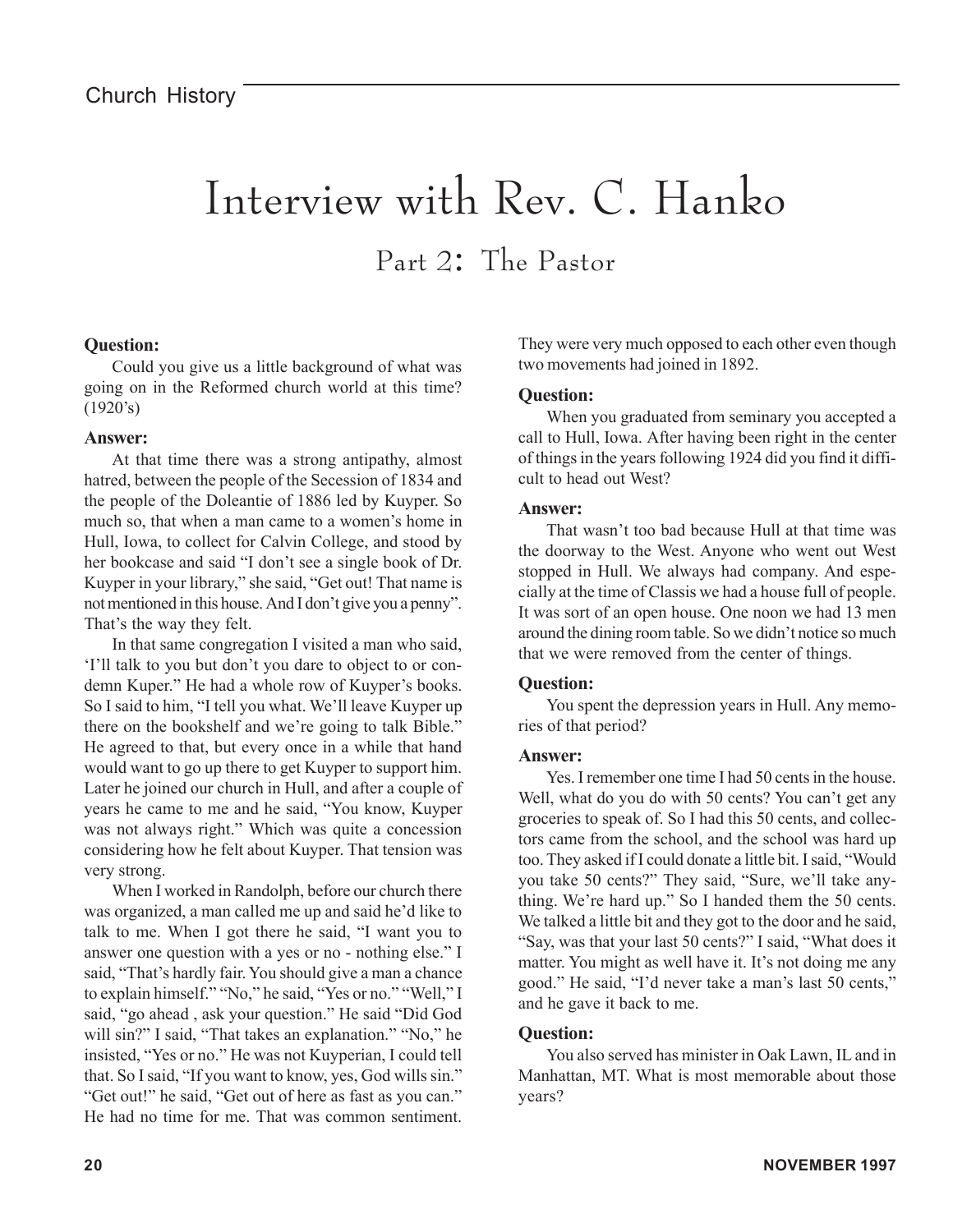# Interview with Rev. C. Hanko

## Part 2: The Pastor

**Question:**

Could you give us a little background of what was going on in the Reformed church world at this time? (1920's)

**Answer:**

At that time there was a strong antipathy, almost hatred, between the people of the Secession of 1834 and the people of the Doleantie of 1886 led by Kuyper. So much so, that when a man came to a women's home in Hull, Iowa, to collect for Calvin College, and stood by her bookcase and said "I don't see a single book of Dr. Kuyper in your library," she said, "Get out! That name is not mentioned in this house. And I don't give you a penny". That's the way they felt.

In that same congregation I visited a man who said, 'I'll talk to you but don't you dare to object to or condemn Kuper." He had a whole row of Kuyper's books. So I said to him, "I tell you what. We'll leave Kuyper up there on the bookshelf and we're going to talk Bible." He agreed to that, but every once in a while that hand would want to go up there to get Kuyper to support him. Later he joined our church in Hull, and after a couple of years he came to me and he said, "You know, Kuyper was not always right." Which was quite a concession considering how he felt about Kuyper. That tension was very strong.

When I worked in Randolph, before our church there was organized, a man called me up and said he'd like to talk to me. When I got there he said, "I want you to answer one question with a yes or no - nothing else." I said, "That's hardly fair. You should give a man a chance to explain himself." "No," he said, "Yes or no." "Well," I said, "go ahead , ask your question." He said "Did God will sin?" I said, "That takes an explanation." "No," he insisted, "Yes or no." He was not Kuyperian, I could tell that. So I said, "If you want to know, yes, God wills sin." "Get out!" he said, "Get out of here as fast as you can." He had no time for me. That was common sentiment. They were very much opposed to each other even though two movements had joined in 1892.

**Question:**

When you graduated from seminary you accepted a call to Hull, Iowa. After having been right in the center of things in the years following 1924 did you find it difficult to head out West?

**Answer:**

That wasn't too bad because Hull at that time was the doorway to the West. Anyone who went out West stopped in Hull. We always had company. And especially at the time of Classis we had a house full of people. It was sort of an open house. One noon we had 13 men around the dining room table. So we didn't notice so much that we were removed from the center of things.

**Question:**

You spent the depression years in Hull. Any memories of that period?

**Answer:**

Yes. I remember one time I had 50 cents in the house. Well, what do you do with 50 cents? You can't get any groceries to speak of. So I had this 50 cents, and collectors came from the school, and the school was hard up too. They asked if I could donate a little bit. I said, "Would you take 50 cents?" They said, "Sure, we'll take anything. We're hard up." So I handed them the 50 cents. We talked a little bit and they got to the door and he said, "Say, was that your last 50 cents?" I said, "What does it matter. You might as well have it. It's not doing me any good." He said, "I'd never take a man's last 50 cents," and he gave it back to me.

**Question:**

You also served has minister in Oak Lawn, IL and in Manhattan, MT. What is most memorable about those years?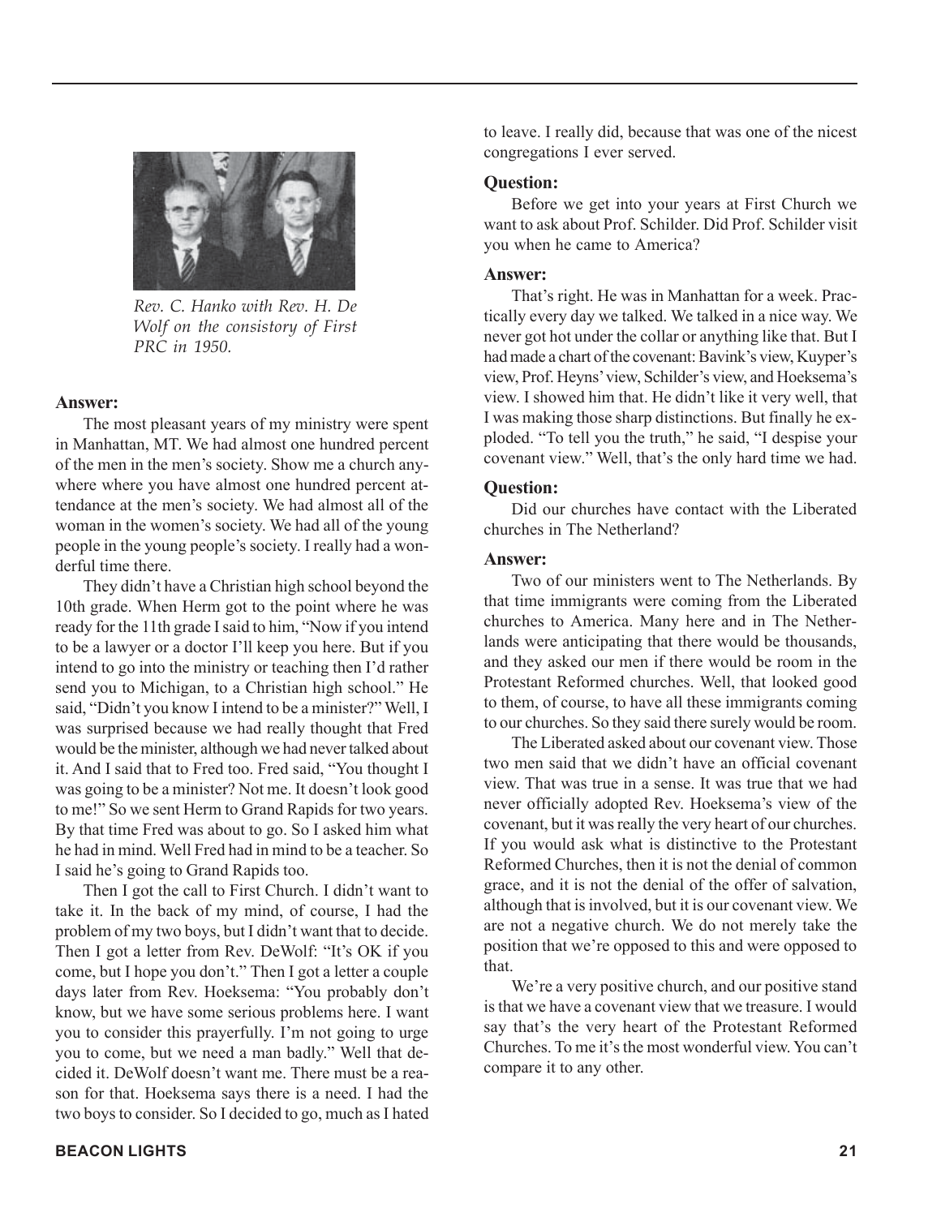*Rev. C. Hanko with Rev. H. De Wolf on the consistory of First PRC in 1950.*

**Answer:**

The most pleasant years of my ministry were spent in Manhattan, MT. We had almost one hundred percent of the men in the men's society. Show me a church anywhere where you have almost one hundred percent attendance at the men's society. We had almost all of the woman in the women's society. We had all of the young people in the young people's society. I really had a wonderful time there.

They didn't have a Christian high school beyond the 10th grade. When Herm got to the point where he was ready for the 11th grade I said to him, "Now if you intend to be a lawyer or a doctor I'll keep you here. But if you intend to go into the ministry or teaching then I'd rather send you to Michigan, to a Christian high school." He said, "Didn't you know I intend to be a minister?" Well, I was surprised because we had really thought that Fred would be the minister, although we had never talked about it. And I said that to Fred too. Fred said, "You thought I was going to be a minister? Not me. It doesn't look good to me!" So we sent Herm to Grand Rapids for two years. By that time Fred was about to go. So I asked him what he had in mind. Well Fred had in mind to be a teacher. So I said he's going to Grand Rapids too.

Then I got the call to First Church. I didn't want to take it. In the back of my mind, of course, I had the problem of my two boys, but I didn't want that to decide. Then I got a letter from Rev. DeWolf: "It's OK if you come, but I hope you don't." Then I got a letter a couple days later from Rev. Hoeksema: "You probably don't know, but we have some serious problems here. I want you to consider this prayerfully. I'm not going to urge you to come, but we need a man badly." Well that decided it. DeWolf doesn't want me. There must be a reason for that. Hoeksema says there is a need. I had the two boys to consider. So I decided to go, much as I hated to leave. I really did, because that was one of the nicest congregations I ever served.

**Question:**

Before we get into your years at First Church we want to ask about Prof. Schilder. Did Prof. Schilder visit you when he came to America?

**Answer:**

That's right. He was in Manhattan for a week. Practically every day we talked. We talked in a nice way. We never got hot under the collar or anything like that. But I had made a chart of the covenant: Bavink's view, Kuyper's view, Prof. Heyns' view, Schilder's view, and Hoeksema's view. I showed him that. He didn't like it very well, that I was making those sharp distinctions. But finally he exploded. "To tell you the truth," he said, "I despise your covenant view." Well, that's the only hard time we had.

**Question:**

Did our churches have contact with the Liberated churches in The Netherland?

**Answer:**

Two of our ministers went to The Netherlands. By that time immigrants were coming from the Liberated churches to America. Many here and in The Netherlands were anticipating that there would be thousands, and they asked our men if there would be room in the Protestant Reformed churches. Well, that looked good to them, of course, to have all these immigrants coming to our churches. So they said there surely would be room.

The Liberated asked about our covenant view. Those two men said that we didn't have an official covenant view. That was true in a sense. It was true that we had never officially adopted Rev. Hoeksema's view of the covenant, but it was really the very heart of our churches. If you would ask what is distinctive to the Protestant Reformed Churches, then it is not the denial of common grace, and it is not the denial of the offer of salvation, although that is involved, but it is our covenant view. We are not a negative church. We do not merely take the position that we're opposed to this and were opposed to that.

We're a very positive church, and our positive stand is that we have a covenant view that we treasure. I would say that's the very heart of the Protestant Reformed Churches. To me it's the most wonderful view. You can't compare it to any other.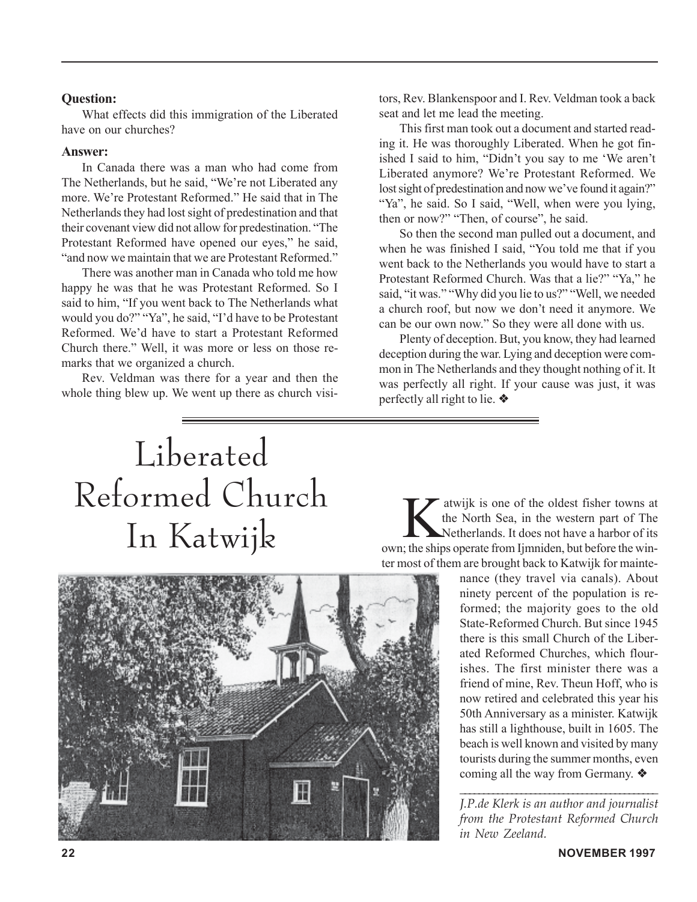**Question:**

What effects did this immigration of the Liberated have on our churches?

**Answer:**

In Canada there was a man who had come from The Netherlands, but he said, "We're not Liberated any more. We're Protestant Reformed." He said that in The Netherlands they had lost sight of predestination and that their covenant view did not allow for predestination. "The Protestant Reformed have opened our eyes," he said, "and now we maintain that we are Protestant Reformed."

There was another man in Canada who told me how happy he was that he was Protestant Reformed. So I said to him, "If you went back to The Netherlands what would you do?" "Ya", he said, "I'd have to be Protestant Reformed. We'd have to start a Protestant Reformed Church there." Well, it was more or less on those remarks that we organized a church.

Rev. Veldman was there for a year and then the whole thing blew up. We went up there as church visitors, Rev. Blankenspoor and I. Rev. Veldman took a back seat and let me lead the meeting.

This first man took out a document and started reading it. He was thoroughly Liberated. When he got finished I said to him, "Didn't you say to me 'We aren't Liberated anymore? We're Protestant Reformed. We lost sight of predestination and now we've found it again?" "Ya", he said. So I said, "Well, when were you lying, then or now?" "Then, of course", he said.

So then the second man pulled out a document, and when he was finished I said, "You told me that if you went back to the Netherlands you would have to start a Protestant Reformed Church. Was that a lie?" "Ya," he said, "it was." "Why did you lie to us?" "Well, we needed a church roof, but now we don't need it anymore. We can be our own now." So they were all done with us.

Plenty of deception. But, you know, they had learned deception during the war. Lying and deception were common in The Netherlands and they thought nothing of it. It was perfectly all right. If your cause was just, it was perfectly all right to lie. ❖

# Liberated Reformed Church In Katwijk

Katwijk is one of the oldest fisher towns at the North Sea, in the western part of The Netherlands. It does not have a harbor of its own; the ships operate from Ijmniden, but before the winter most of them are brought back to Katwijk for maintenance (they travel via canals). About ninety percent of the population is reformed; the majority goes to the old State-Reformed Church. But since 1945 there is this small Church of the Liberated Reformed Churches, which flourishes. The first minister there was a friend of mine, Rev. Theun Hoff, who is now retired and celebrated this year his 50th Anniversary as a minister. Katwijk has still a lighthouse, built in 1605. The beach is well known and visited by many tourists during the summer months, even coming all the way from Germany. ❖

---

*J.P.de Klerk is an author and journalist from the Protestant Reformed Church in New Zeeland.*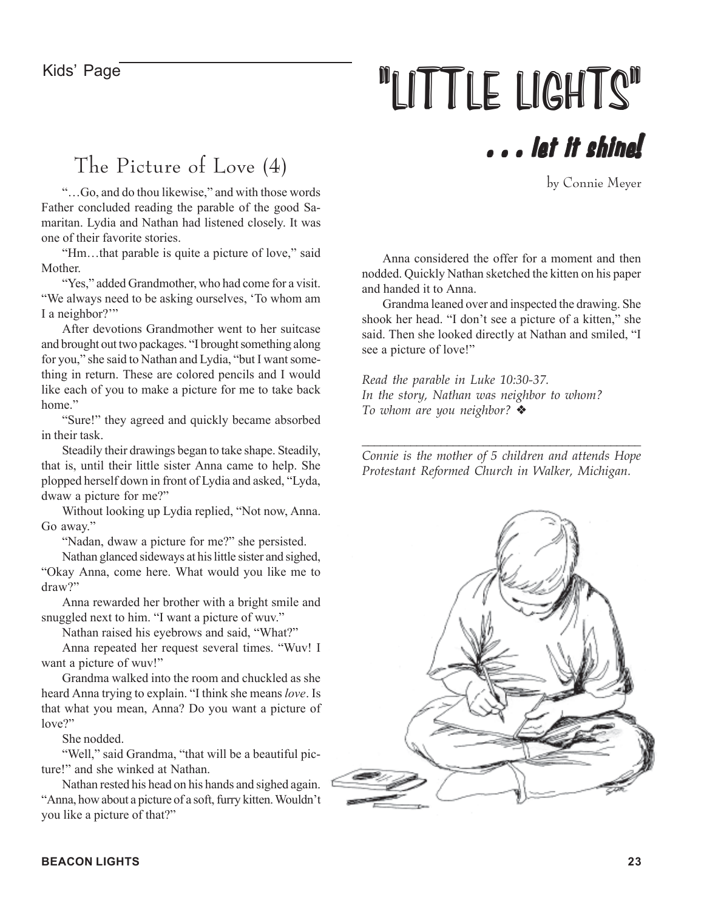Kids' Page

# "LITTLE LIGHTS"

## . . . let it shine!

by Connie Meyer

### The Picture of Love (4)

"…Go, and do thou likewise," and with those words Father concluded reading the parable of the good Samaritan. Lydia and Nathan had listened closely. It was one of their favorite stories.

"Hm…that parable is quite a picture of love," said Mother.

"Yes," added Grandmother, who had come for a visit. "We always need to be asking ourselves, 'To whom am I a neighbor?'"

After devotions Grandmother went to her suitcase and brought out two packages. "I brought something along for you," she said to Nathan and Lydia, "but I want something in return. These are colored pencils and I would like each of you to make a picture for me to take back home."

"Sure!" they agreed and quickly became absorbed in their task.

Steadily their drawings began to take shape. Steadily, that is, until their little sister Anna came to help. She plopped herself down in front of Lydia and asked, "Lyda, dwaw a picture for me?"

Without looking up Lydia replied, "Not now, Anna. Go away."

"Nadan, dwaw a picture for me?" she persisted.

Nathan glanced sideways at his little sister and sighed, "Okay Anna, come here. What would you like me to draw?"

Anna rewarded her brother with a bright smile and snuggled next to him. "I want a picture of wuv."

Nathan raised his eyebrows and said, "What?"

Anna repeated her request several times. "Wuv! I want a picture of wuv!"

Grandma walked into the room and chuckled as she heard Anna trying to explain. "I think she means *love*. Is that what you mean, Anna? Do you want a picture of love?"

She nodded.

"Well," said Grandma, "that will be a beautiful picture!" and she winked at Nathan.

Nathan rested his head on his hands and sighed again. "Anna, how about a picture of a soft, furry kitten. Wouldn't you like a picture of that?"

Anna considered the offer for a moment and then nodded. Quickly Nathan sketched the kitten on his paper and handed it to Anna.

Grandma leaned over and inspected the drawing. She shook her head. "I don't see a picture of a kitten," she said. Then she looked directly at Nathan and smiled, "I see a picture of love!"

*Read the parable in Luke 10:30-37.*
*In the story, Nathan was neighbor to whom?*
*To whom are you neighbor?* ❖

---

*Connie is the mother of 5 children and attends Hope Protestant Reformed Church in Walker, Michigan.*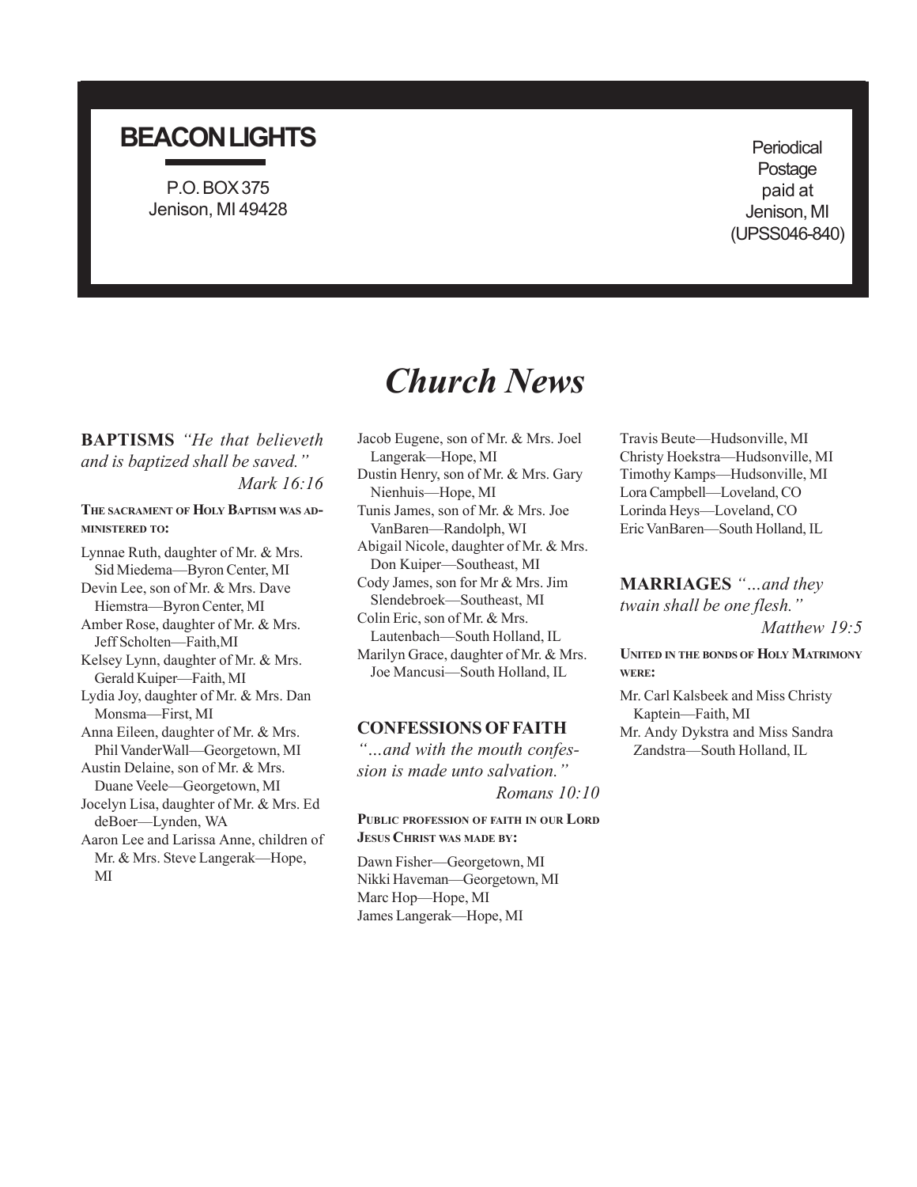**BEACON LIGHTS**

P.O. BOX 375
Jenison, MI 49428

Periodical
Postage
paid at
Jenison, MI
(UPSS046-840)

# *Church News*

**BAPTISMS** *"He that believeth and is baptized shall be saved."*
*Mark 16:16*

**THE SACRAMENT OF HOLY BAPTISM WAS ADMINISTERED TO:**

Lynnae Ruth, daughter of Mr. & Mrs. Sid Miedema—Byron Center, MI
Devin Lee, son of Mr. & Mrs. Dave Hiemstra—Byron Center, MI
Amber Rose, daughter of Mr. & Mrs. Jeff Scholten—Faith,MI
Kelsey Lynn, daughter of Mr. & Mrs. Gerald Kuiper—Faith, MI
Lydia Joy, daughter of Mr. & Mrs. Dan Monsma—First, MI
Anna Eileen, daughter of Mr. & Mrs. Phil VanderWall—Georgetown, MI
Austin Delaine, son of Mr. & Mrs. Duane Veele—Georgetown, MI
Jocelyn Lisa, daughter of Mr. & Mrs. Ed deBoer—Lynden, WA
Aaron Lee and Larissa Anne, children of Mr. & Mrs. Steve Langerak—Hope, MI
Jacob Eugene, son of Mr. & Mrs. Joel Langerak—Hope, MI
Dustin Henry, son of Mr. & Mrs. Gary Nienhuis—Hope, MI
Tunis James, son of Mr. & Mrs. Joe VanBaren—Randolph, WI
Abigail Nicole, daughter of Mr. & Mrs. Don Kuiper—Southeast, MI
Cody James, son for Mr & Mrs. Jim Slendebroek—Southeast, MI
Colin Eric, son of Mr. & Mrs. Lautenbach—South Holland, IL
Marilyn Grace, daughter of Mr. & Mrs. Joe Mancusi—South Holland, IL

**CONFESSIONS OF FAITH**
*"...and with the mouth confession is made unto salvation."*
*Romans 10:10*

**PUBLIC PROFESSION OF FAITH IN OUR LORD JESUS CHRIST WAS MADE BY:**

Dawn Fisher—Georgetown, MI
Nikki Haveman—Georgetown, MI
Marc Hop—Hope, MI
James Langerak—Hope, MI
Travis Beute—Hudsonville, MI
Christy Hoekstra—Hudsonville, MI
Timothy Kamps—Hudsonville, MI
Lora Campbell—Loveland, CO
Lorinda Heys—Loveland, CO
Eric VanBaren—South Holland, IL

**MARRIAGES** *"...and they twain shall be one flesh."*
*Matthew 19:5*

**UNITED IN THE BONDS OF HOLY MATRIMONY WERE:**

Mr. Carl Kalsbeek and Miss Christy Kaptein—Faith, MI
Mr. Andy Dykstra and Miss Sandra Zandstra—South Holland, IL